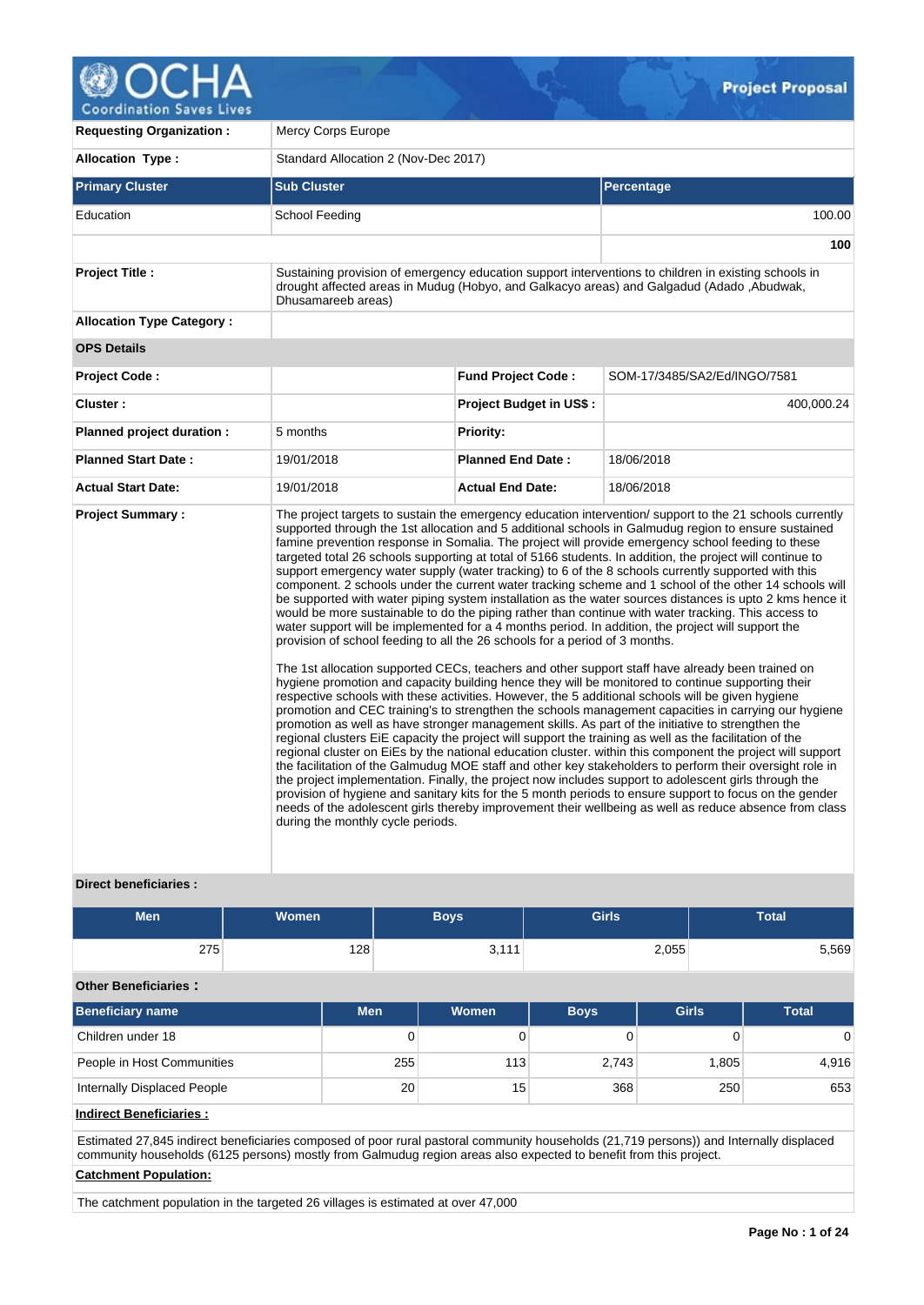# Project Proposal

| | |
|---|---|
| **Requesting Organization :** | Mercy Corps Europe |
| **Allocation Type :** | Standard Allocation 2 (Nov-Dec 2017) |

| Primary Cluster | Sub Cluster | Percentage |
|---|---|---|
| Education | School Feeding | 100.00 |
| | | **100** |

| | | | |
|---|---|---|---|
| **Project Title :** | Sustaining provision of emergency education support interventions to children in existing schools in drought affected areas in Mudug (Hobyo, and Galkacyo areas) and Galgadud (Adado ,Abudwak, Dhusamareeb areas) | | |
| **Allocation Type Category :** | | | |
| **OPS Details** | | | |
| **Project Code :** | | **Fund Project Code :** | SOM-17/3485/SA2/Ed/INGO/7581 |
| **Cluster :** | | **Project Budget in US$ :** | 400,000.24 |
| **Planned project duration :** | 5 months | **Priority:** | |
| **Planned Start Date :** | 19/01/2018 | **Planned End Date :** | 18/06/2018 |
| **Actual Start Date:** | 19/01/2018 | **Actual End Date:** | 18/06/2018 |

**Project Summary :**

The project targets to sustain the emergency education intervention/ support to the 21 schools currently supported through the 1st allocation and 5 additional schools in Galmudug region to ensure sustained famine prevention response in Somalia. The project will provide emergency school feeding to these targeted total 26 schools supporting at total of 5166 students. In addition, the project will continue to support emergency water supply (water tracking) to 6 of the 8 schools currently supported with this component. 2 schools under the current water tracking scheme and 1 school of the other 14 schools will be supported with water piping system installation as the water sources distances is upto 2 kms hence it would be more sustainable to do the piping rather than continue with water tracking. This access to water support will be implemented for a 4 months period. In addition, the project will support the provision of school feeding to all the 26 schools for a period of 3 months.

The 1st allocation supported CECs, teachers and other support staff have already been trained on hygiene promotion and capacity building hence they will be monitored to continue supporting their respective schools with these activities. However, the 5 additional schools will be given hygiene promotion and CEC training's to strengthen the schools management capacities in carrying our hygiene promotion as well as have stronger management skills. As part of the initiative to strengthen the regional clusters EiE capacity the project will support the training as well as the facilitation of the regional cluster on EiEs by the national education cluster. within this component the project will support the facilitation of the Galmudug MOE staff and other key stakeholders to perform their oversight role in the project implementation. Finally, the project now includes support to adolescent girls through the provision of hygiene and sanitary kits for the 5 month periods to ensure support to focus on the gender needs of the adolescent girls thereby improvement their wellbeing as well as reduce absence from class during the monthly cycle periods.

**Direct beneficiaries :**

| Men | Women | Boys | Girls | Total |
|---|---|---|---|---|
| 275 | 128 | 3,111 | 2,055 | 5,569 |

**Other Beneficiaries :**

| Beneficiary name | Men | Women | Boys | Girls | Total |
|---|---|---|---|---|---|
| Children under 18 | 0 | 0 | 0 | 0 | 0 |
| People in Host Communities | 255 | 113 | 2,743 | 1,805 | 4,916 |
| Internally Displaced People | 20 | 15 | 368 | 250 | 653 |

**Indirect Beneficiaries :**

Estimated 27,845 indirect beneficiaries composed of poor rural pastoral community households (21,719 persons)) and Internally displaced community households (6125 persons) mostly from Galmudug region areas also expected to benefit from this project.

**Catchment Population:**

The catchment population in the targeted 26 villages is estimated at over 47,000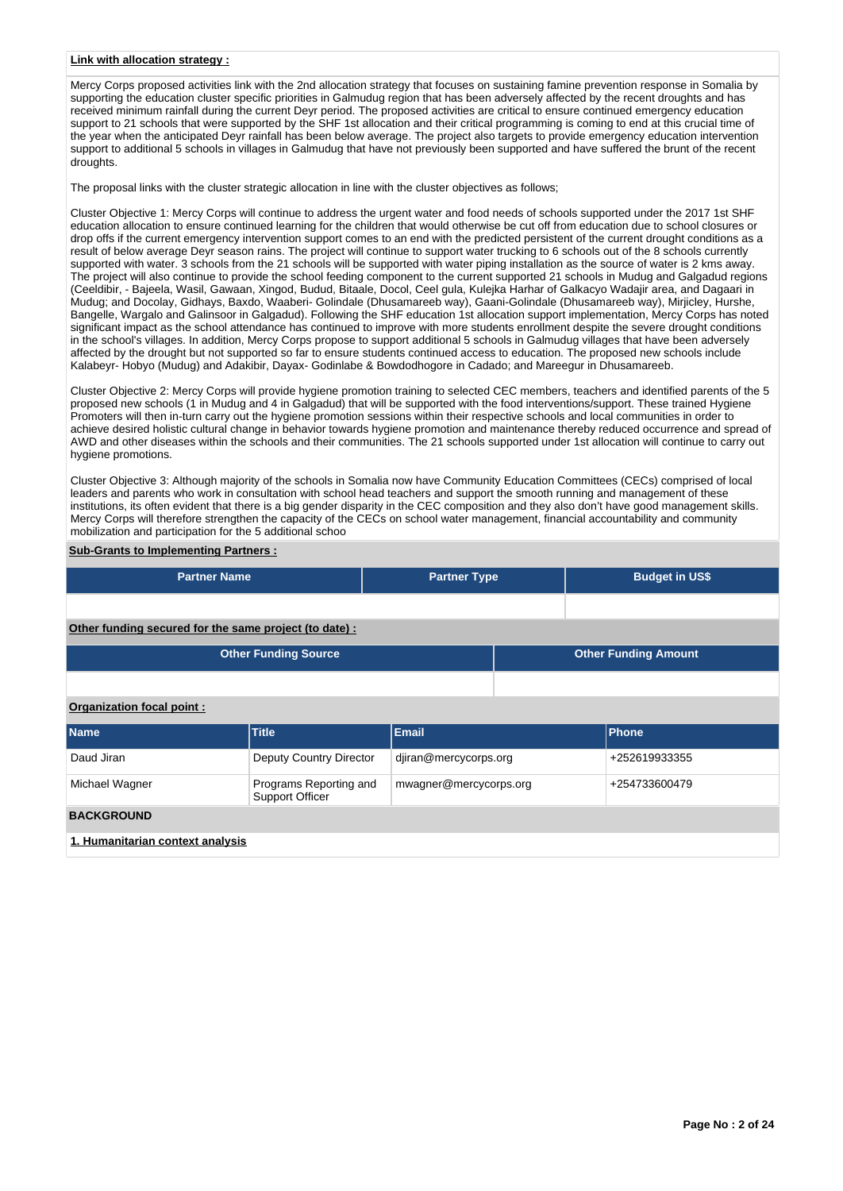**Link with allocation strategy :**

Mercy Corps proposed activities link with the 2nd allocation strategy that focuses on sustaining famine prevention response in Somalia by supporting the education cluster specific priorities in Galmudug region that has been adversely affected by the recent droughts and has received minimum rainfall during the current Deyr period. The proposed activities are critical to ensure continued emergency education support to 21 schools that were supported by the SHF 1st allocation and their critical programming is coming to end at this crucial time of the year when the anticipated Deyr rainfall has been below average. The project also targets to provide emergency education intervention support to additional 5 schools in villages in Galmudug that have not previously been supported and have suffered the brunt of the recent droughts.

The proposal links with the cluster strategic allocation in line with the cluster objectives as follows;

Cluster Objective 1: Mercy Corps will continue to address the urgent water and food needs of schools supported under the 2017 1st SHF education allocation allocation to ensure continued learning for the children that would otherwise be cut off from education due to school closures or drop offs if the current emergency intervention support comes to an end with the predicted persistent of the current drought conditions as a result of below average Deyr season rains. The project will continue to support water trucking to 6 schools out of the 8 schools currently supported with water. 3 schools from the 21 schools will be supported with water piping installation as the source of water is 2 kms away. The project will also continue to provide the school feeding component to the current supported 21 schools in Mudug and Galgadud regions (Ceeldibir, - Bajeela, Wasil, Gawaan, Xingod, Budud, Bitaale, Docol, Ceel gula, Kulejka Harhar of Galkacyo Wadajir area, and Dagaari in Mudug; and Docolay, Gidhays, Baxdo, Waaberi- Golindale (Dhusamareeb way), Gaani-Golindale (Dhusamareeb way), Mirjicley, Hurshe, Bangelle, Wargalo and Galinsoor in Galgadud). Following the SHF education 1st allocation support implementation, Mercy Corps has noted significant impact as the school attendance has continued to improve with more students enrollment despite the severe drought conditions in the school's villages. In addition, Mercy Corps propose to support additional 5 schools in Galmudug villages that have been adversely affected by the drought but not supported so far to ensure students continued access to education. The proposed new schools include Kalabeyr- Hobyo (Mudug) and Adakibir, Dayax- Godinlabe & Bowdodhogore in Cadado; and Mareegur in Dhusamareeb.

Cluster Objective 2: Mercy Corps will provide hygiene promotion training to selected CEC members, teachers and identified parents of the 5 proposed new schools (1 in Mudug and 4 in Galgadud) that will be supported with the food interventions/support. These trained Hygiene Promoters will then in-turn carry out the hygiene promotion sessions within their respective schools and local communities in order to achieve desired holistic cultural change in behavior towards hygiene promotion and maintenance thereby reduced occurrence and spread of AWD and other diseases within the schools and their communities. The 21 schools supported under 1st allocation will continue to carry out hygiene promotions.

Cluster Objective 3: Although majority of the schools in Somalia now have Community Education Committees (CECs) comprised of local leaders and parents who work in consultation with school head teachers and support the smooth running and management of these institutions, its often evident that there is a big gender disparity in the CEC composition and they also don't have good management skills. Mercy Corps will therefore strengthen the capacity of the CECs on school water management, financial accountability and community mobilization and participation for the 5 additional schoo

**Sub-Grants to Implementing Partners :**

| Partner Name | Partner Type | Budget in US$ |
|---|---|---|
| | | |

**Other funding secured for the same project (to date) :**

| Other Funding Source | Other Funding Amount |
|---|---|
| | |

**Organization focal point :**

| Name | Title | Email | Phone |
|---|---|---|---|
| Daud Jiran | Deputy Country Director | djiran@mercycorps.org | +252619933355 |
| Michael Wagner | Programs Reporting and Support Officer | mwagner@mercycorps.org | +254733600479 |

**BACKGROUND**

**1. Humanitarian context analysis**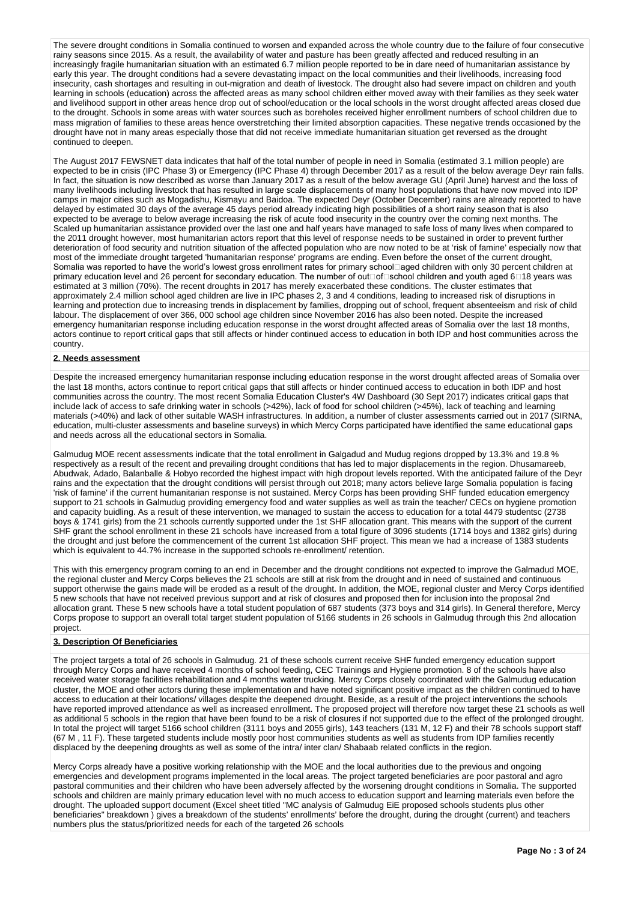The severe drought conditions in Somalia continued to worsen and expanded across the whole country due to the failure of four consecutive rainy seasons since 2015. As a result, the availability of water and pasture has been greatly affected and reduced resulting in an increasingly fragile humanitarian situation with an estimated 6.7 million people reported to be in dare need of humanitarian assistance by early this year. The drought conditions had a severe devastating impact on the local communities and their livelihoods, increasing food insecurity, cash shortages and resulting in out-migration and death of livestock. The drought also had severe impact on children and youth learning in schools (education) across the affected areas as many school children either moved away with their families as they seek water and livelihood support in other areas hence drop out of school/education or the local schools in the worst drought affected areas closed due to the drought. Schools in some areas with water sources such as boreholes received higher enrollment numbers of school children due to mass migration of families to these areas hence overstretching their limited absorption capacities. These negative trends occasioned by the drought have not in many areas especially those that did not receive immediate humanitarian situation get reversed as the drought continued to deepen.

The August 2017 FEWSNET data indicates that half of the total number of people in need in Somalia (estimated 3.1 million people) are expected to be in crisis (IPC Phase 3) or Emergency (IPC Phase 4) through December 2017 as a result of the below average Deyr rain falls. In fact, the situation is now described as worse than January 2017 as a result of the below average GU (April June) harvest and the loss of many livelihoods including livestock that has resulted in large scale displacements of many host populations that have now moved into IDP camps in major cities such as Mogadishu, Kismayu and Baidoa. The expected Deyr (October December) rains are already reported to have delayed by estimated 30 days of the average 45 days period already indicating high possibilities of a short rainy season that is also expected to be average to below average increasing the risk of acute food insecurity in the country over the coming next months. The Scaled up humanitarian assistance provided over the last one and half years have managed to safe loss of many lives when compared to the 2011 drought however, most humanitarian actors report that this level of response needs to be sustained in order to prevent further deterioration of food security and nutrition situation of the affected population who are now noted to be at 'risk of famine' especially now that most of the immediate drought targeted 'humanitarian response' programs are ending. Even before the onset of the current drought, Somalia was reported to have the world's lowest gross enrollment rates for primary school□aged children with only 30 percent children at primary education level and 26 percent for secondary education. The number of out□of□school children and youth aged 6□18 years was estimated at 3 million (70%). The recent droughts in 2017 has merely exacerbated these conditions. The cluster estimates that approximately 2.4 million school aged children are live in IPC phases 2, 3 and 4 conditions, leading to increased risk of disruptions in learning and protection due to increasing trends in displacement by families, dropping out of school, frequent absenteeism and risk of child labour. The displacement of over 366, 000 school age children since November 2016 has also been noted. Despite the increased emergency humanitarian response including education response in the worst drought affected areas of Somalia over the last 18 months, actors continue to report critical gaps that still affects or hinder continued access to education in both IDP and host communities across the country.

## 2. Needs assessment

Despite the increased emergency humanitarian response including education response in the worst drought affected areas of Somalia over the last 18 months, actors continue to report critical gaps that still affects or hinder continued access to education in both IDP and host communities across the country. The most recent Somalia Education Cluster's 4W Dashboard (30 Sept 2017) indicates critical gaps that include lack of access to safe drinking water in schools (>42%), lack of food for school children (>45%), lack of teaching and learning materials (>40%) and lack of other suitable WASH infrastructures. In addition, a number of cluster assessments carried out in 2017 (SIRNA, education, multi-cluster assessments and baseline surveys) in which Mercy Corps participated have identified the same educational gaps and needs across all the educational sectors in Somalia.

Galmudug MOE recent assessments indicate that the total enrollment in Galgadud and Mudug regions dropped by 13.3% and 19.8 % respectively as a result of the recent and prevailing drought conditions that has led to major displacements in the region. Dhusamareeb, Abudwak, Adado, Balanballe & Hobyo recorded the highest impact with high dropout levels reported. With the anticipated failure of the Deyr rains and the expectation that the drought conditions will persist through out 2018; many actors believe large Somalia population is facing 'risk of famine' if the current humanitarian response is not sustained. Mercy Corps has been providing SHF funded education emergency support to 21 schools in Galmudug providing emergency food and water supplies as well as train the teacher/ CECs on hygiene promotion and capacity buidling. As a result of these intervention, we managed to sustain the access to education for a total 4479 studentsc (2738 boys & 1741 girls) from the 21 schools currently supported under the 1st SHF allocation grant. This means with the support of the current SHF grant the school enrollment in these 21 schools have increased from a total figure of 3096 students (1714 boys and 1382 girls) during the drought and just before the commencement of the current 1st allocation SHF project. This mean we had a increase of 1383 students which is equivalent to 44.7% increase in the supported schools re-enrollment/ retention.

This with this emergency program coming to an end in December and the drought conditions not expected to improve the Galmadud MOE, the regional cluster and Mercy Corps believes the 21 schools are still at risk from the drought and in need of sustained and continuous support otherwise the gains made will be eroded as a result of the drought. In addition, the MOE, regional cluster and Mercy Corps identified 5 new schools that have not received previous support and at risk of closures and proposed then for inclusion into the proposal 2nd allocation grant. These 5 new schools have a total student population of 687 students (373 boys and 314 girls). In General therefore, Mercy Corps propose to support an overall total target student population of 5166 students in 26 schools in Galmudug through this 2nd allocation project.

## 3. Description Of Beneficiaries

The project targets a total of 26 schools in Galmudug. 21 of these schools current receive SHF funded emergency education support through Mercy Corps and have received 4 months of school feeding, CEC Trainings and Hygiene promotion. 8 of the schools have also received water storage facilities rehabilitation and 4 months water trucking. Mercy Corps closely coordinated with the Galmudug education cluster, the MOE and other actors during these implementation and have noted significant positive impact as the children continued to have access to education at their locations/ villages despite the deepened drought. Beside, as a result of the project interventions the schools have reported improved attendance as well as increased enrollment. The proposed project will therefore now target these 21 schools as well as additional 5 schools in the region that have been found to be a risk of closures if not supported due to the effect of the prolonged drought. In total the project will target 5166 school children (3111 boys and 2055 girls), 143 teachers (131 M, 12 F) and their 78 schools support staff (67 M , 11 F). These targeted students include mostly poor host communities students as well as students from IDP families recently displaced by the deepening droughts as well as some of the intra/ inter clan/ Shabaab related conflicts in the region.

Mercy Corps already have a positive working relationship with the MOE and the local authorities due to the previous and ongoing emergencies and development programs implemented in the local areas. The project targeted beneficiaries are poor pastoral and agro pastoral communities and their children who have been adversely affected by the worsening drought conditions in Somalia. The supported schools and children are mainly primary education level with no much access to education support and learning materials even before the drought. The uploaded support document (Excel sheet titled "MC analysis of Galmudug EiE proposed schools students plus other beneficiaries" breakdown ) gives a breakdown of the students' enrollments' before the drought, during the drought (current) and teachers numbers plus the status/prioritized needs for each of the targeted 26 schools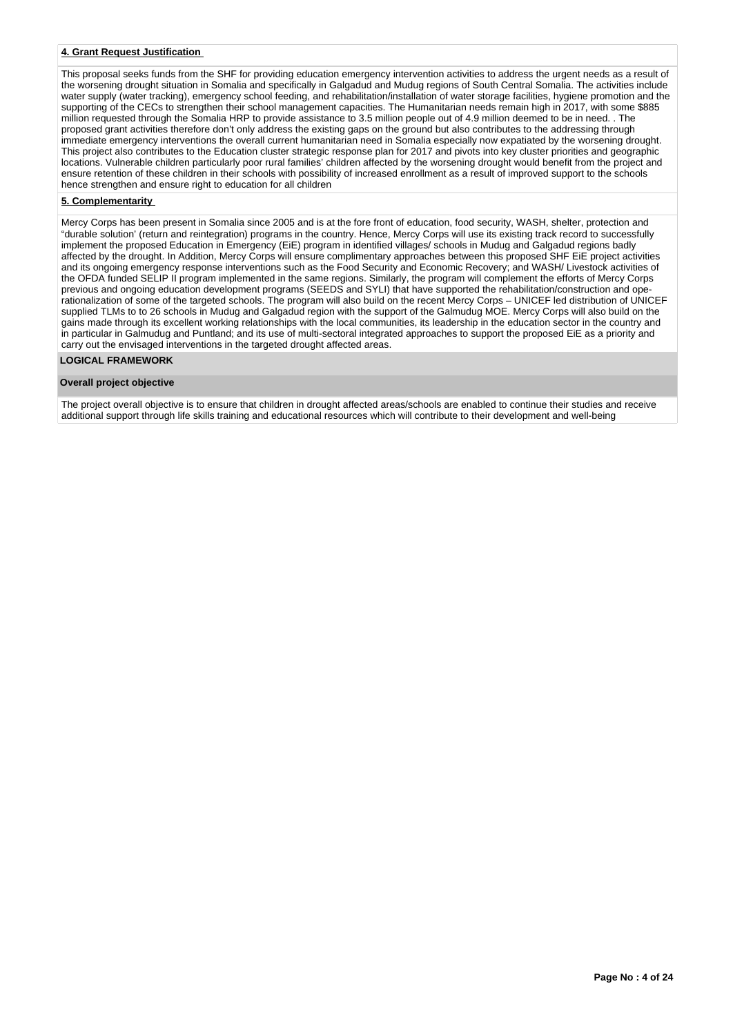**4. Grant Request Justification**

This proposal seeks funds from the SHF for providing education emergency intervention activities to address the urgent needs as a result of the worsening drought situation in Somalia and specifically in Galgadud and Mudug regions of South Central Somalia. The activities include water supply (water tracking), emergency school feeding, and rehabilitation/installation of water storage facilities, hygiene promotion and the supporting of the CECs to strengthen their school management capacities. The Humanitarian needs remain high in 2017, with some $885 million requested through the Somalia HRP to provide assistance to 3.5 million people out of 4.9 million deemed to be in need. . The proposed grant activities therefore don't only address the existing gaps on the ground but also contributes to the addressing through immediate emergency interventions the overall current humanitarian need in Somalia especially now expatiated by the worsening drought. This project also contributes to the Education cluster strategic response plan for 2017 and pivots into key cluster priorities and geographic locations. Vulnerable children particularly poor rural families' children affected by the worsening drought would benefit from the project and ensure retention of these children in their schools with possibility of increased enrollment as a result of improved support to the schools hence strengthen and ensure right to education for all children

**5. Complementarity**

Mercy Corps has been present in Somalia since 2005 and is at the fore front of education, food security, WASH, shelter, protection and "durable solution' (return and reintegration) programs in the country. Hence, Mercy Corps will use its existing track record to successfully implement the proposed Education in Emergency (EiE) program in identified villages/ schools in Mudug and Galgadud regions badly affected by the drought. In Addition, Mercy Corps will ensure complimentary approaches between this proposed SHF EiE project activities and its ongoing emergency response interventions such as the Food Security and Economic Recovery; and WASH/ Livestock activities of the OFDA funded SELIP II program implemented in the same regions. Similarly, the program will complement the efforts of Mercy Corps previous and ongoing education development programs (SEEDS and SYLI) that have supported the rehabilitation/construction and operationalization of some of the targeted schools. The program will also build on the recent Mercy Corps – UNICEF led distribution of UNICEF supplied TLMs to to 26 schools in Mudug and Galgadud region with the support of the Galmudug MOE. Mercy Corps will also build on the gains made through its excellent working relationships with the local communities, its leadership in the education sector in the country and in particular in Galmudug and Puntland; and its use of multi-sectoral integrated approaches to support the proposed EiE as a priority and carry out the envisaged interventions in the targeted drought affected areas.

## LOGICAL FRAMEWORK

### Overall project objective

The project overall objective is to ensure that children in drought affected areas/schools are enabled to continue their studies and receive additional support through life skills training and educational resources which will contribute to their development and well-being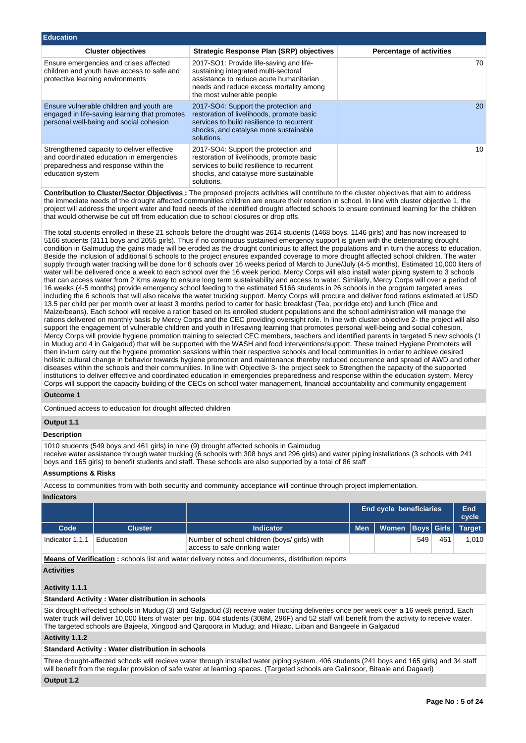## Education

| Cluster objectives | Strategic Response Plan (SRP) objectives | Percentage of activities |
|---|---|---|
| Ensure emergencies and crises affected children and youth have access to safe and protective learning environments | 2017-SO1: Provide life-saving and life-sustaining integrated multi-sectoral assistance to reduce acute humanitarian needs and reduce excess mortality among the most vulnerable people | 70 |
| Ensure vulnerable children and youth are engaged in life-saving learning that promotes personal well-being and social cohesion | 2017-SO4: Support the protection and restoration of livelihoods, promote basic services to build resilience to recurrent shocks, and catalyse more sustainable solutions. | 20 |
| Strengthened capacity to deliver effective and coordinated education in emergencies preparedness and response within the education system | 2017-SO4: Support the protection and restoration of livelihoods, promote basic services to build resilience to recurrent shocks, and catalyse more sustainable solutions. | 10 |

**Contribution to Cluster/Sector Objectives :** The proposed projects activities will contribute to the cluster objectives that aim to address the immediate needs of the drought affected communities children are ensure their retention in school. In line with cluster objective 1, the project will address the urgent water and food needs of the identified drought affected schools to ensure continued learning for the children that would otherwise be cut off from education due to school closures or drop offs.

The total students enrolled in these 21 schools before the drought was 2614 students (1468 boys, 1146 girls) and has now increased to 5166 students (3111 boys and 2055 girls). Thus if no continuous sustained emergency support is given with the deteriorating drought condition in Galmudug the gains made will be eroded as the drought continious to affect the populations and in turn the access to education. Beside the inclusion of additional 5 schools to the project ensures expanded coverage to more drought affected school children. The water supply through water tracking will be done for 6 schools over 16 weeks period of March to June/July (4-5 months). Estimated 10,000 liters of water will be delivered once a week to each school over the 16 week period. Mercy Corps will also install water piping system to 3 schools that can access water from 2 Kms away to ensure long term sustainability and access to water. Similarly, Mercy Corps will over a period of 16 weeks (4-5 months) provide emergency school feeding to the estimated 5166 students in 26 schools in the program targeted areas including the 6 schools that will also receive the water trucking support. Mercy Corps will procure and deliver food rations estimated at USD 13.5 per child per per month over at least 3 months period to carter for basic breakfast (Tea, porridge etc) and lunch (Rice and Maize/beans). Each school will receive a ration based on its enrolled student populations and the school administration will manage the rations delivered on monthly basis by Mercy Corps and the CEC providing oversight role. In line with cluster objective 2- the project will also support the engagement of vulnerable children and youth in lifesaving learning that promotes personal well-being and social cohesion. Mercy Corps will provide hygiene promotion training to selected CEC members, teachers and identified parents in targeted 5 new schools (1 in Mudug and 4 in Galgadud) that will be supported with the WASH and food interventions/support. These trained Hygiene Promoters will then in-turn carry out the hygiene promotion sessions within their respective schools and local communities in order to achieve desired holistic cultural change in behavior towards hygiene promotion and maintenance thereby reduced occurrence and spread of AWD and other diseases within the schools and their communities. In line with Objective 3- the project seek to Strengthen the capacity of the supported institutions to deliver effective and coordinated education in emergencies preparedness and response within the education system. Mercy Corps will support the capacity building of the CECs on school water management, financial accountability and community engagement

### Outcome 1

Continued access to education for drought affected children

### Output 1.1

**Description**

1010 students (549 boys and 461 girls) in nine (9) drought affected schools in Galmudug
receive water assistance through water trucking (6 schools with 308 boys and 296 girls) and water piping installations (3 schools with 241 boys and 165 girls) to benefit students and staff. These schools are also supported by a total of 86 staff

**Assumptions & Risks**

Access to communities from with both security and community acceptance will continue through project implementation.

**Indicators**

| | | | End cycle beneficiaries | | | | End cycle |
|---|---|---|---|---|---|---|---|
| **Code** | **Cluster** | **Indicator** | **Men** | **Women** | **Boys** | **Girls** | **Target** |
| Indicator 1.1.1 | Education | Number of school children (boys/ girls) with access to safe drinking water | | | 549 | 461 | 1,010 |

**Means of Verification :** schools list and water delivery notes and documents, distribution reports

**Activities**

**Activity 1.1.1**

**Standard Activity : Water distribution in schools**

Six drought-affected schools in Mudug (3) and Galgadud (3) receive water trucking deliveries once per week over a 16 week period. Each water truck will deliver 10,000 liters of water per trip. 604 students (308M, 296F) and 52 staff will benefit from the activity to receive water. The targeted schools are Bajeela, Xingood and Qarqoora in Mudug; and Hilaac, Liiban and Bangeele in Galgadud

**Activity 1.1.2**

**Standard Activity : Water distribution in schools**

Three drought-affected schools will recieve water through installed water piping system. 406 students (241 boys and 165 girls) and 34 staff will benefit from the regular provision of safe water at learning spaces. (Targeted schools are Galinsoor, Bitaale and Dagaari)

### Output 1.2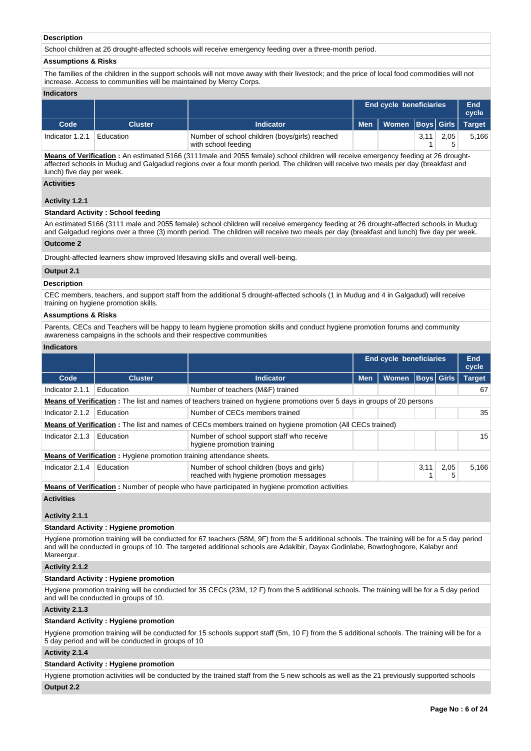**Description**

School children at 26 drought-affected schools will receive emergency feeding over a three-month period.

**Assumptions & Risks**

The families of the children in the support schools will not move away with their livestock; and the price of local food commodities will not increase. Access to communities will be maintained by Mercy Corps.

**Indicators**

| | | | End cycle beneficiaries | | | | End cycle |
|---|---|---|---|---|---|---|---|
| **Code** | **Cluster** | **Indicator** | **Men** | **Women** | **Boys** | **Girls** | **Target** |
| Indicator 1.2.1 | Education | Number of school children (boys/girls) reached with school feeding | | | 3,111 | 2,055 | 5,166 |

**Means of Verification :** An estimated 5166 (3111male and 2055 female) school children will receive emergency feeding at 26 drought-affected schools in Mudug and Galgadud regions over a four month period. The children will receive two meals per day (breakfast and lunch) five day per week.

**Activities**

**Activity 1.2.1**

**Standard Activity : School feeding**

An estimated 5166 (3111 male and 2055 female) school children will receive emergency feeding at 26 drought-affected schools in Mudug and Galgadud regions over a three (3) month period. The children will receive two meals per day (breakfast and lunch) five day per week.

**Outcome 2**

Drought-affected learners show improved lifesaving skills and overall well-being.

**Output 2.1**

**Description**

CEC members, teachers, and support staff from the additional 5 drought-affected schools (1 in Mudug and 4 in Galgadud) will receive training on hygiene promotion skills.

**Assumptions & Risks**

Parents, CECs and Teachers will be happy to learn hygiene promotion skills and conduct hygiene promotion forums and community awareness campaigns in the schools and their respective communities

**Indicators**

| | | | End cycle beneficiaries | | | | End cycle |
|---|---|---|---|---|---|---|---|
| **Code** | **Cluster** | **Indicator** | **Men** | **Women** | **Boys** | **Girls** | **Target** |
| Indicator 2.1.1 | Education | Number of teachers (M&F) trained | | | | | 67 |
| **Means of Verification :** The list and names of teachers trained on hygiene promotions over 5 days in groups of 20 persons | | | | | | | |
| Indicator 2.1.2 | Education | Number of CECs members trained | | | | | 35 |
| **Means of Verification :** The list and names of CECs members trained on hygiene promotion (All CECs trained) | | | | | | | |
| Indicator 2.1.3 | Education | Number of school support staff who receive hygiene promotion training | | | | | 15 |
| **Means of Verification :** Hygiene promotion training attendance sheets. | | | | | | | |
| Indicator 2.1.4 | Education | Number of school children (boys and girls) reached with hygiene promotion messages | | | 3,111 | 2,055 | 5,166 |
| **Means of Verification :** Number of people who have participated in hygiene promotion activities | | | | | | | |

**Activities**

**Activity 2.1.1**

**Standard Activity : Hygiene promotion**

Hygiene promotion training will be conducted for 67 teachers (58M, 9F) from the 5 additional schools. The training will be for a 5 day period and will be conducted in groups of 10. The targeted additional schools are Adakibir, Dayax Godinlabe, Bowdoghogore, Kalabyr and Mareergur.

**Activity 2.1.2**

**Standard Activity : Hygiene promotion**

Hygiene promotion training will be conducted for 35 CECs (23M, 12 F) from the 5 additional schools. The training will be for a 5 day period and will be conducted in groups of 10.

**Activity 2.1.3**

**Standard Activity : Hygiene promotion**

Hygiene promotion training will be conducted for 15 schools support staff (5m, 10 F) from the 5 additional schools. The training will be for a 5 day period and will be conducted in groups of 10

**Activity 2.1.4**

**Standard Activity : Hygiene promotion**

Hygiene promotion activities will be conducted by the trained staff from the 5 new schools as well as the 21 previously supported schools

**Output 2.2**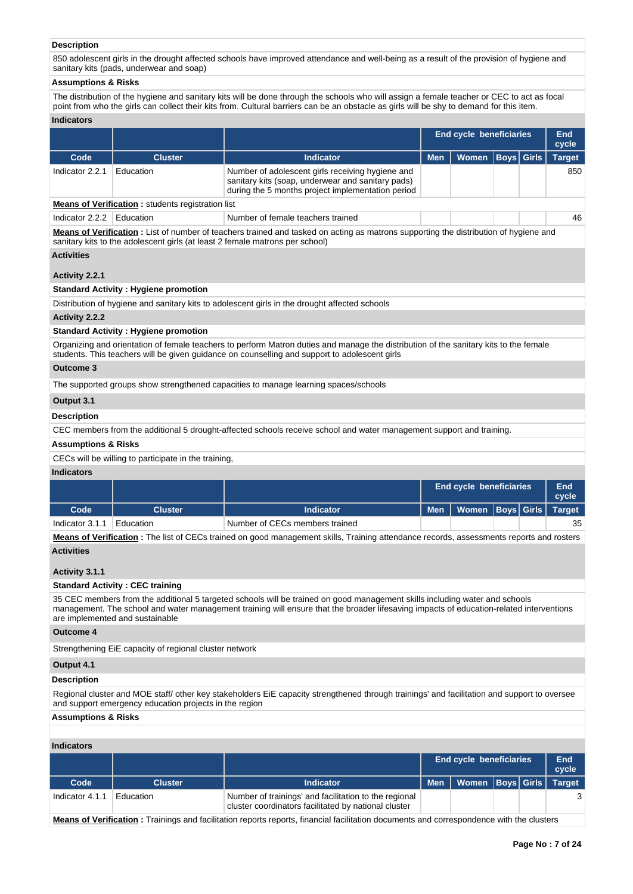**Description**

850 adolescent girls in the drought affected schools have improved attendance and well-being as a result of the provision of hygiene and sanitary kits (pads, underwear and soap)

**Assumptions & Risks**

The distribution of the hygiene and sanitary kits will be done through the schools who will assign a female teacher or CEC to act as focal point from who the girls can collect their kits from. Cultural barriers can be an obstacle as girls will be shy to demand for this item.

**Indicators**

| | | | End cycle beneficiaries | | | | End cycle |
|---|---|---|---|---|---|---|---|
| Code | Cluster | Indicator | Men | Women | Boys | Girls | Target |
| Indicator 2.2.1 | Education | Number of adolescent girls receiving hygiene and sanitary kits (soap, underwear and sanitary pads) during the 5 months project implementation period | | | | | 850 |

**Means of Verification :** students registration list

| Code | Cluster | Indicator | Men | Women | Boys | Girls | Target |
|---|---|---|---|---|---|---|---|
| Indicator 2.2.2 | Education | Number of female teachers trained | | | | | 46 |

**Means of Verification :** List of number of teachers trained and tasked on acting as matrons supporting the distribution of hygiene and sanitary kits to the adolescent girls (at least 2 female matrons per school)

**Activities**

**Activity 2.2.1**

**Standard Activity : Hygiene promotion**

Distribution of hygiene and sanitary kits to adolescent girls in the drought affected schools

**Activity 2.2.2**

**Standard Activity : Hygiene promotion**

Organizing and orientation of female teachers to perform Matron duties and manage the distribution of the sanitary kits to the female students. This teachers will be given guidance on counselling and support to adolescent girls

**Outcome 3**

The supported groups show strengthened capacities to manage learning spaces/schools

**Output 3.1**

**Description**

CEC members from the additional 5 drought-affected schools receive school and water management support and training.

**Assumptions & Risks**

CECs will be willing to participate in the training,

**Indicators**

| | | | End cycle beneficiaries | | | | End cycle |
|---|---|---|---|---|---|---|---|
| Code | Cluster | Indicator | Men | Women | Boys | Girls | Target |
| Indicator 3.1.1 | Education | Number of CECs members trained | | | | | 35 |

**Means of Verification :** The list of CECs trained on good management skills, Training attendance records, assessments reports and rosters

**Activities**

**Activity 3.1.1**

**Standard Activity : CEC training**

35 CEC members from the additional 5 targeted schools will be trained on good management skills including water and schools management. The school and water management training will ensure that the broader lifesaving impacts of education-related interventions are implemented and sustainable

**Outcome 4**

Strengthening EiE capacity of regional cluster network

**Output 4.1**

**Description**

Regional cluster and MOE staff/ other key stakeholders EiE capacity strengthened through trainings' and facilitation and support to oversee and support emergency education projects in the region

**Assumptions & Risks**

**Indicators**

| | | | End cycle beneficiaries | | | | End cycle |
|---|---|---|---|---|---|---|---|
| Code | Cluster | Indicator | Men | Women | Boys | Girls | Target |
| Indicator 4.1.1 | Education | Number of trainings' and facilitation to the regional cluster coordinators facilitated by national cluster | | | | | 3 |

**Means of Verification :** Trainings and facilitation reports reports, financial facilitation documents and correspondence with the clusters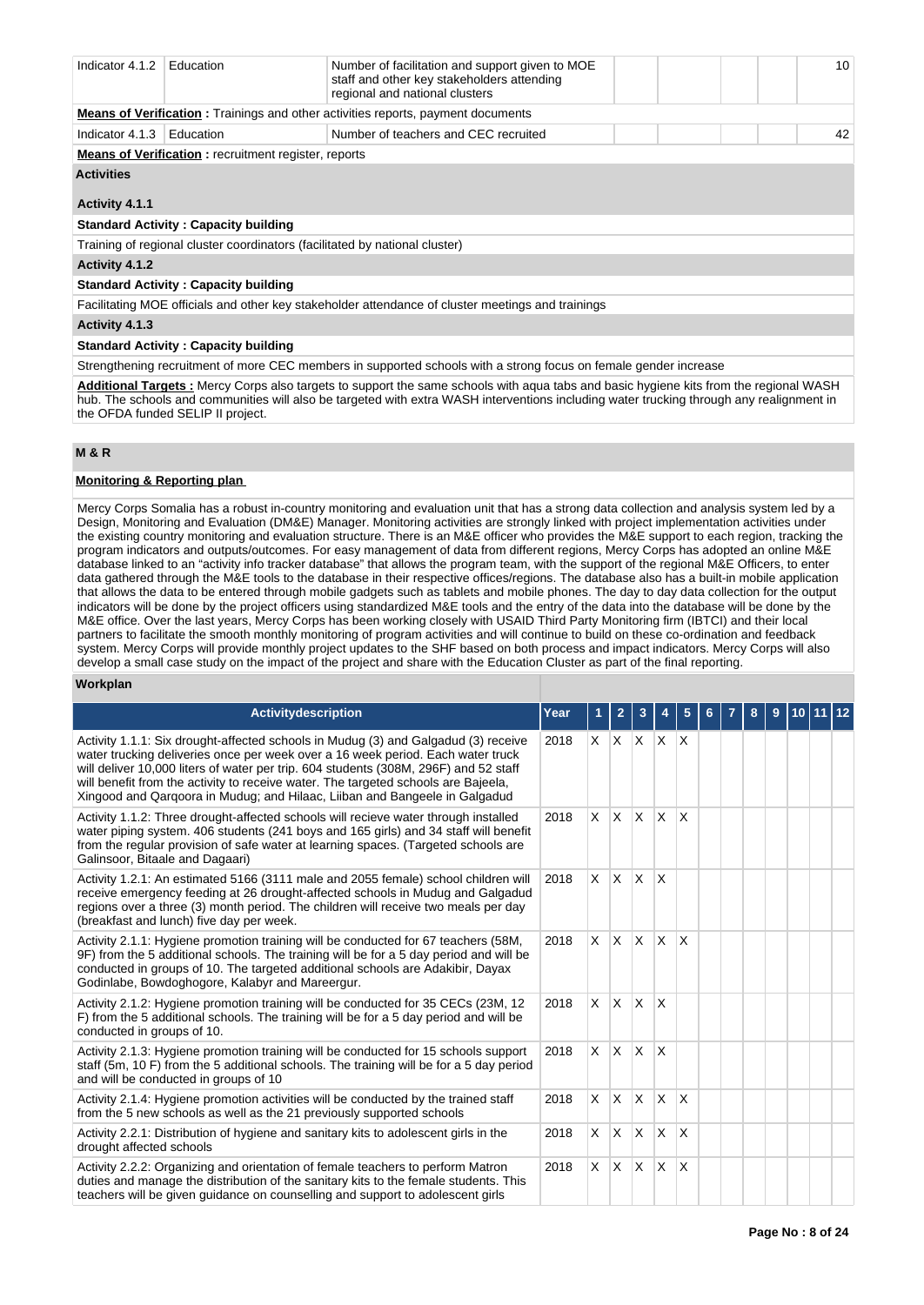| | | | | | | | |
|---|---|---|---|---|---|---|---|
| Indicator 4.1.2 | Education | Number of facilitation and support given to MOE staff and other key stakeholders attending regional and national clusters | | | | | 10 |

**Means of Verification :** Trainings and other activities reports, payment documents

| | | | | | | | |
|---|---|---|---|---|---|---|---|
| Indicator 4.1.3 | Education | Number of teachers and CEC recruited | | | | | 42 |

**Means of Verification :** recruitment register, reports

**Activities**

**Activity 4.1.1**

**Standard Activity : Capacity building**

Training of regional cluster coordinators (facilitated by national cluster)

**Activity 4.1.2**

**Standard Activity : Capacity building**

Facilitating MOE officials and other key stakeholder attendance of cluster meetings and trainings

**Activity 4.1.3**

**Standard Activity : Capacity building**

Strengthening recruitment of more CEC members in supported schools with a strong focus on female gender increase

**Additional Targets :** Mercy Corps also targets to support the same schools with aqua tabs and basic hygiene kits from the regional WASH hub. The schools and communities will also be targeted with extra WASH interventions including water trucking through any realignment in the OFDA funded SELIP II project.

## M & R

**Monitoring & Reporting plan**

Mercy Corps Somalia has a robust in-country monitoring and evaluation unit that has a strong data collection and analysis system led by a Design, Monitoring and Evaluation (DM&E) Manager. Monitoring activities are strongly linked with project implementation activities under the existing country monitoring and evaluation structure. There is an M&E officer who provides the M&E support to each region, tracking the program indicators and outputs/outcomes. For easy management of data from different regions, Mercy Corps has adopted an online M&E database linked to an "activity info tracker database" that allows the program team, with the support of the regional M&E Officers, to enter data gathered through the M&E tools to the database in their respective offices/regions. The database also has a built-in mobile application that allows the data to be entered through mobile gadgets such as tablets and mobile phones. The day to day data collection for the output indicators will be done by the project officers using standardized M&E tools and the entry of the data into the database will be done by the M&E office. Over the last years, Mercy Corps has been working closely with USAID Third Party Monitoring firm (IBTCI) and their local partners to facilitate the smooth monthly monitoring of program activities and will continue to build on these co-ordination and feedback system. Mercy Corps will provide monthly project updates to the SHF based on both process and impact indicators. Mercy Corps will also develop a small case study on the impact of the project and share with the Education Cluster as part of the final reporting.

**Workplan**

| Activitydescription | Year | 1 | 2 | 3 | 4 | 5 | 6 | 7 | 8 | 9 | 10 | 11 | 12 |
|---|---|---|---|---|---|---|---|---|---|---|---|---|---|
| Activity 1.1.1: Six drought-affected schools in Mudug and Galgadud (3) receive water trucking deliveries once per week over a 16 week period. Each water truck will deliver 10,000 liters of water per trip. 604 students (308M, 296F) and 52 staff will benefit from the activity to receive water. The targeted schools are Bajeela, Xingood and Qarqoora in Mudug; and Hilaac, Liiban and Bangeele in Galgadud | 2018 | X | X | X | X | X | | | | | | | |
| Activity 1.1.2: Three drought-affected schools will recieve water through installed water piping system. 406 students (241 boys and 165 girls) and 34 staff will benefit from the regular provision of safe water at learning spaces. (Targeted schools are Galinsoor, Bitaale and Dagaari) | 2018 | X | X | X | X | X | | | | | | | |
| Activity 1.2.1: An estimated 5166 (3111 male and 2055 female) school children will receive emergency feeding at 26 drought-affected schools in Mudug and Galgadud regions over a three (3) month period. The children will receive two meals per day (breakfast and lunch) five day per week. | 2018 | X | X | X | X | | | | | | | | |
| Activity 2.1.1: Hygiene promotion training will be conducted for 67 teachers (58M, 9F) from the 5 additional schools. The training will be for a 5 day period and will be conducted in groups of 10. The targeted additional schools are Adakibir, Dayax Godinlabe, Bowdoghogore, Kalabyr and Mareergur. | 2018 | X | X | X | X | X | | | | | | | |
| Activity 2.1.2: Hygiene promotion training will be conducted for 35 CECs (23M, 12 F) from the 5 additional schools. The training will be for a 5 day period and will be conducted in groups of 10. | 2018 | X | X | X | X | | | | | | | | |
| Activity 2.1.3: Hygiene promotion training will be conducted for 15 schools support staff (5m, 10 F) from the 5 additional schools. The training will be for a 5 day period and will be conducted in groups of 10 | 2018 | X | X | X | X | | | | | | | | |
| Activity 2.1.4: Hygiene promotion activities will be conducted by the trained staff from the 5 new schools as well as the 21 previously supported schools | 2018 | X | X | X | X | X | | | | | | | |
| Activity 2.2.1: Distribution of hygiene and sanitary kits to adolescent girls in the drought affected schools | 2018 | X | X | X | X | X | | | | | | | |
| Activity 2.2.2: Organizing and orientation of female teachers to perform Matron duties and manage the distribution of the sanitary kits to the female students. This teachers will be given guidance on counselling and support to adolescent girls | 2018 | X | X | X | X | X | | | | | | | |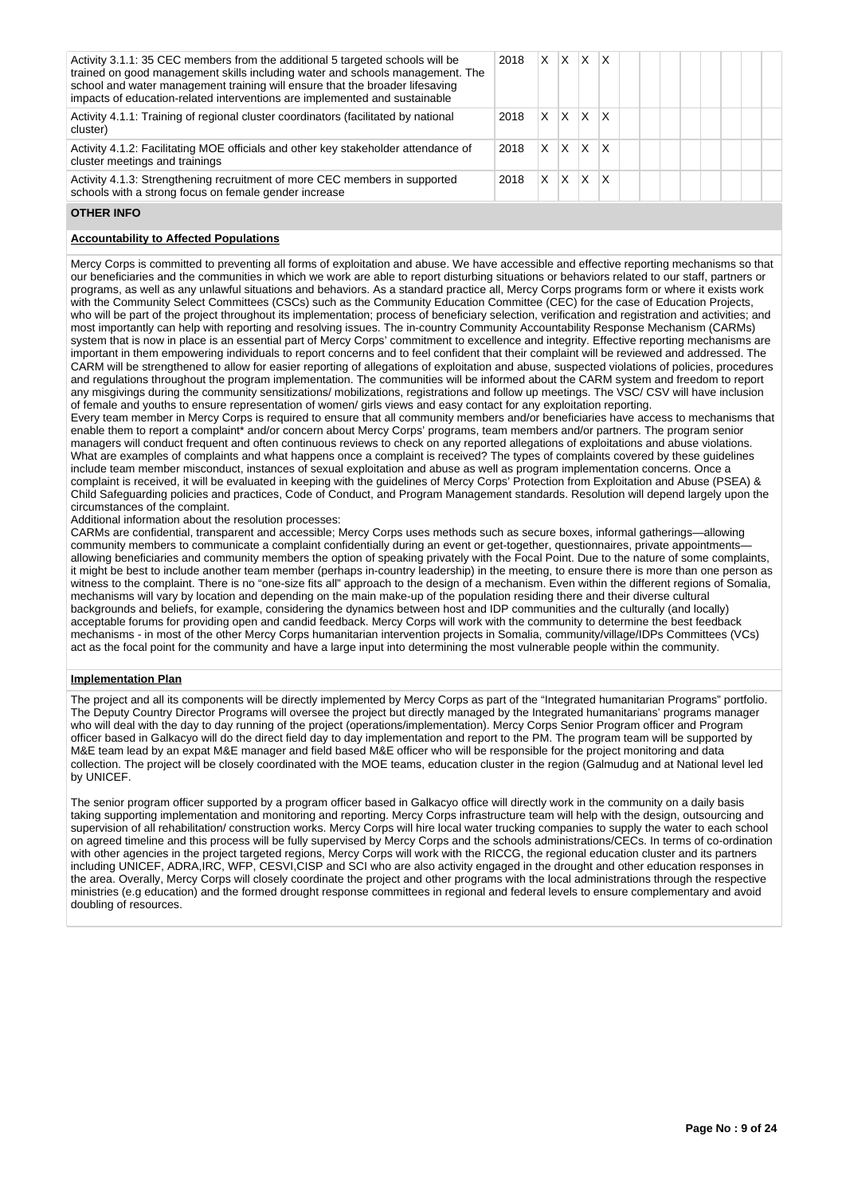| Activity | Year | 1 | 2 | 3 | 4 | 5 | 6 | 7 | 8 | 9 | 10 | 11 | 12 |
|---|---|---|---|---|---|---|---|---|---|---|---|---|---|
| Activity 3.1.1: 35 CEC members from the additional 5 targeted schools will be trained on good management skills including water and schools management. The school and water management training will ensure that the broader lifesaving impacts of education-related interventions are implemented and sustainable | 2018 | X | X | X | X | | | | | | | | |
| Activity 4.1.1: Training of regional cluster coordinators (facilitated by national cluster) | 2018 | X | X | X | X | | | | | | | | |
| Activity 4.1.2: Facilitating MOE officials and other key stakeholder attendance of cluster meetings and trainings | 2018 | X | X | X | X | | | | | | | | |
| Activity 4.1.3: Strengthening recruitment of more CEC members in supported schools with a strong focus on female gender increase | 2018 | X | X | X | X | | | | | | | | |

## OTHER INFO

### Accountability to Affected Populations

Mercy Corps is committed to preventing all forms of exploitation and abuse. We have accessible and effective reporting mechanisms so that our beneficiaries and the communities in which we work are able to report disturbing situations or behaviors related to our staff, partners or programs, as well as any unlawful situations and behaviors. As a standard practice all, Mercy Corps programs form or where it exists work with the Community Select Committees (CSCs) such as the Community Education Committee (CEC) for the case of Education Projects, who will be part of the project throughout its implementation; process of beneficiary selection, verification and registration and activities; and most importantly can help with reporting and resolving issues. The in-country Community Accountability Response Mechanism (CARMs) system that is now in place is an essential part of Mercy Corps' commitment to excellence and integrity. Effective reporting mechanisms are important in them empowering individuals to report concerns and to feel confident that their complaint will be reviewed and addressed. The CARM will be strengthened to allow for easier reporting of allegations of exploitation and abuse, suspected violations of policies, procedures and regulations throughout the program implementation. The communities will be informed about the CARM system and freedom to report any misgivings during the community sensitizations/ mobilizations, registrations and follow up meetings. The VSC/ CSV will have inclusion of female and youths to ensure representation of women/ girls views and easy contact for any exploitation reporting.
Every team member in Mercy Corps is required to ensure that all community members and/or beneficiaries have access to mechanisms that enable them to report a complaint* and/or concern about Mercy Corps' programs, team members and/or partners. The program senior managers will conduct frequent and often continuous reviews to check on any reported allegations of exploitations and abuse violations. What are examples of complaints and what happens once a complaint is received? The types of complaints covered by these guidelines include team member misconduct, instances of sexual exploitation and abuse as well as program implementation concerns. Once a complaint is received, it will be evaluated in keeping with the guidelines of Mercy Corps' Protection from Exploitation and Abuse (PSEA) & Child Safeguarding policies and practices, Code of Conduct, and Program Management standards. Resolution will depend largely upon the circumstances of the complaint.
Additional information about the resolution processes:
CARMs are confidential, transparent and accessible; Mercy Corps uses methods such as secure boxes, informal gatherings—allowing community members to communicate a complaint confidentially during an event or get-together, questionnaires, private appointments—allowing beneficiaries and community members the option of speaking privately with the Focal Point. Due to the nature of some complaints, it might be best to include another team member (perhaps in-country leadership) in the meeting, to ensure there is more than one person as witness to the complaint. There is no "one-size fits all" approach to the design of a mechanism. Even within the different regions of Somalia, mechanisms will vary by location and depending on the main make-up of the population residing there and their diverse cultural backgrounds and beliefs, for example, considering the dynamics between host and IDP communities and the culturally (and locally) acceptable forums for providing open and candid feedback. Mercy Corps will work with the community to determine the best feedback mechanisms - in most of the other Mercy Corps humanitarian intervention projects in Somalia, community/village/IDPs Committees (VCs) act as the focal point for the community and have a large input into determining the most vulnerable people within the community.

### Implementation Plan

The project and all its components will be directly implemented by Mercy Corps as part of the "Integrated humanitarian Programs" portfolio. The Deputy Country Director Programs will oversee the project but directly managed by the Integrated humanitarians' programs manager who will deal with the day to day running of the project (operations/implementation). Mercy Corps Senior Program officer and Program officer based in Galkacyo will do the direct field day to day implementation and report to the PM. The program team will be supported by M&E team lead by an expat M&E manager and field based M&E officer who will be responsible for the project monitoring and data collection. The project will be closely coordinated with the MOE teams, education cluster in the region (Galmudug and at National level led by UNICEF.

The senior program officer supported by a program officer based in Galkacyo office will directly work in the community on a daily basis taking supporting implementation and monitoring and reporting. Mercy Corps infrastructure team will help with the design, outsourcing and supervision of all rehabilitation/ construction works. Mercy Corps will hire local water trucking companies to supply the water to each school on agreed timeline and this process will be fully supervised by Mercy Corps and the schools administrations/CECs. In terms of co-ordination with other agencies in the project targeted regions, Mercy Corps will work with the RICCG, the regional education cluster and its partners including UNICEF, ADRA,IRC, WFP, CESVI,CISP and SCI who are also activity engaged in the drought and other education responses in the area. Overally, Mercy Corps will closely coordinate the project and other programs with the local administrations through the respective ministries (e.g education) and the formed drought response committees in regional and federal levels to ensure complementary and avoid doubling of resources.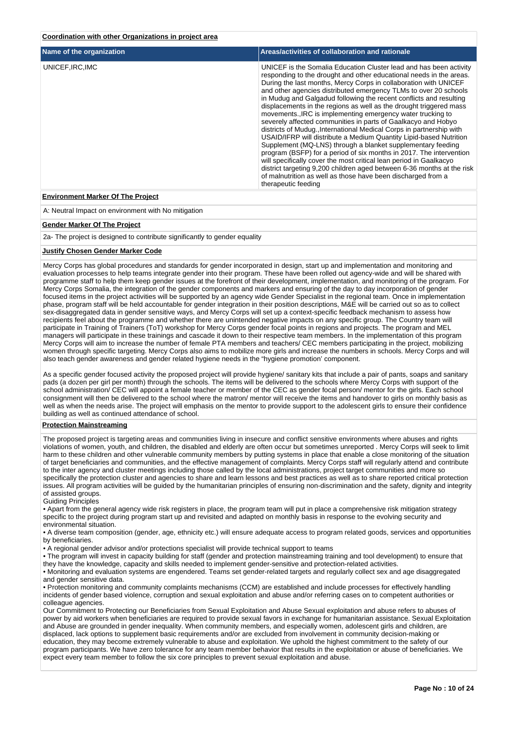**Coordination with other Organizations in project area**

| Name of the organization | Areas/activities of collaboration and rationale |
|---|---|
| UNICEF,IRC,IMC | UNICEF is the Somalia Education Cluster lead and has been activity responding to the drought and other educational needs in the areas. During the last months, Mercy Corps in collaboration with UNICEF and other agencies distributed emergency TLMs to over 20 schools in Mudug and Galgadud following the recent conflicts and resulting displacements in the regions as well as the drought triggered mass movements.,IRC is implementing emergency water trucking to severely affected communities in parts of Gaalkacyo and Hobyo districts of Mudug.,International Medical Corps in partnership with USAID/IFRP will distribute a Medium Quantity Lipid-based Nutrition Supplement (MQ-LNS) through a blanket supplementary feeding program (BSFP) for a period of six months in 2017. The intervention will specifically cover the most critical lean period in Gaalkacyo district targeting 9,200 children aged between 6-36 months at the risk of malnutrition as well as those have been discharged from a therapeutic feeding |

**Environment Marker Of The Project**

A: Neutral Impact on environment with No mitigation

**Gender Marker Of The Project**

2a- The project is designed to contribute significantly to gender equality

**Justify Chosen Gender Marker Code**

Mercy Corps has global procedures and standards for gender incorporated in design, start up and implementation and monitoring and evaluation processes to help teams integrate gender into their program. These have been rolled out agency-wide and will be shared with programme staff to help them keep gender issues at the forefront of their development, implementation, and monitoring of the program. For Mercy Corps Somalia, the integration of the gender components and markers and ensuring of the day to day incorporation of gender focused items in the project activities will be supported by an agency wide Gender Specialist in the regional team. Once in implementation phase, program staff will be held accountable for gender integration in their position descriptions, M&E will be carried out so as to collect sex-disaggregated data in gender sensitive ways, and Mercy Corps will set up a context-specific feedback mechanism to assess how recipients feel about the programme and whether there are unintended negative impacts on any specific group. The Country team will participate in Training of Trainers (ToT) workshop for Mercy Corps gender focal points in regions and projects. The program and MEL managers will participate in these trainings and cascade it down to their respective team members. In the implementation of this program Mercy Corps will aim to increase the number of female PTA members and teachers/ CEC members participating in the project, mobilizing women through specific targeting. Mercy Corps also aims to mobilize more girls and increase the numbers in schools. Mercy Corps and will also teach gender awareness and gender related hygiene needs in the "hygiene promotion' component.

As a specific gender focused activity the proposed project will provide hygiene/ sanitary kits that include a pair of pants, soaps and sanitary pads (a dozen per girl per month) through the schools. The items will be delivered to the schools where Mercy Corps with support of the school administration/ CEC will appoint a female teacher or member of the CEC as gender focal person/ mentor for the girls. Each school consignment will then be delivered to the school where the matron/ mentor will receive the items and handover to girls on monthly basis as well as when the needs arise. The project will emphasis on the mentor to provide support to the adolescent girls to ensure their confidence building as well as continued attendance of school.

**Protection Mainstreaming**

The proposed project is targeting areas and communities living in insecure and conflict sensitive environments where abuses and rights violations of women, youth, and children, the disabled and elderly are often occur but sometimes unreported . Mercy Corps will seek to limit harm to these children and other vulnerable community members by putting systems in place that enable a close monitoring of the situation of target beneficiaries and communities, and the effective management of complaints. Mercy Corps staff will regularly attend and contribute to the inter agency and cluster meetings including those called by the local administrations, project target communities and more so specifically the protection cluster and agencies to share and learn lessons and best practices as well as to share reported critical protection issues. All program activities will be guided by the humanitarian principles of ensuring non-discrimination and the safety, dignity and integrity of assisted groups.
Guiding Principles
• Apart from the general agency wide risk registers in place, the program team will put in place a comprehensive risk mitigation strategy specific to the project during program start up and revisited and adapted on monthly basis in response to the evolving security and environmental situation.
• A diverse team composition (gender, age, ethnicity etc.) will ensure adequate access to program related goods, services and opportunities by beneficiaries.
• A regional gender advisor and/or protections specialist will provide technical support to teams
• The program will invest in capacity building for staff (gender and protection mainstreaming training and tool development) to ensure that they have the knowledge, capacity and skills needed to implement gender-sensitive and protection-related activities.
• Monitoring and evaluation systems are engendered. Teams set gender-related targets and regularly collect sex and age disaggregated and gender sensitive data.
• Protection monitoring and community complaints mechanisms (CCM) are established and include processes for effectively handling incidents of gender based violence, corruption and sexual exploitation and abuse and/or referring cases on to competent authorities or colleague agencies.
Our Commitment to Protecting our Beneficiaries from Sexual Exploitation and Abuse Sexual exploitation and abuse refers to abuses of power by aid workers when beneficiaries are required to provide sexual favors in exchange for humanitarian assistance. Sexual Exploitation and Abuse are grounded in gender inequality. When community members, and especially women, adolescent girls and children, are displaced, lack options to supplement basic requirements and/or are excluded from involvement in community decision-making or education, they may become extremely vulnerable to abuse and exploitation. We uphold the highest commitment to the safety of our program participants. We have zero tolerance for any team member behavior that results in the exploitation or abuse of beneficiaries. We expect every team member to follow the six core principles to prevent sexual exploitation and abuse.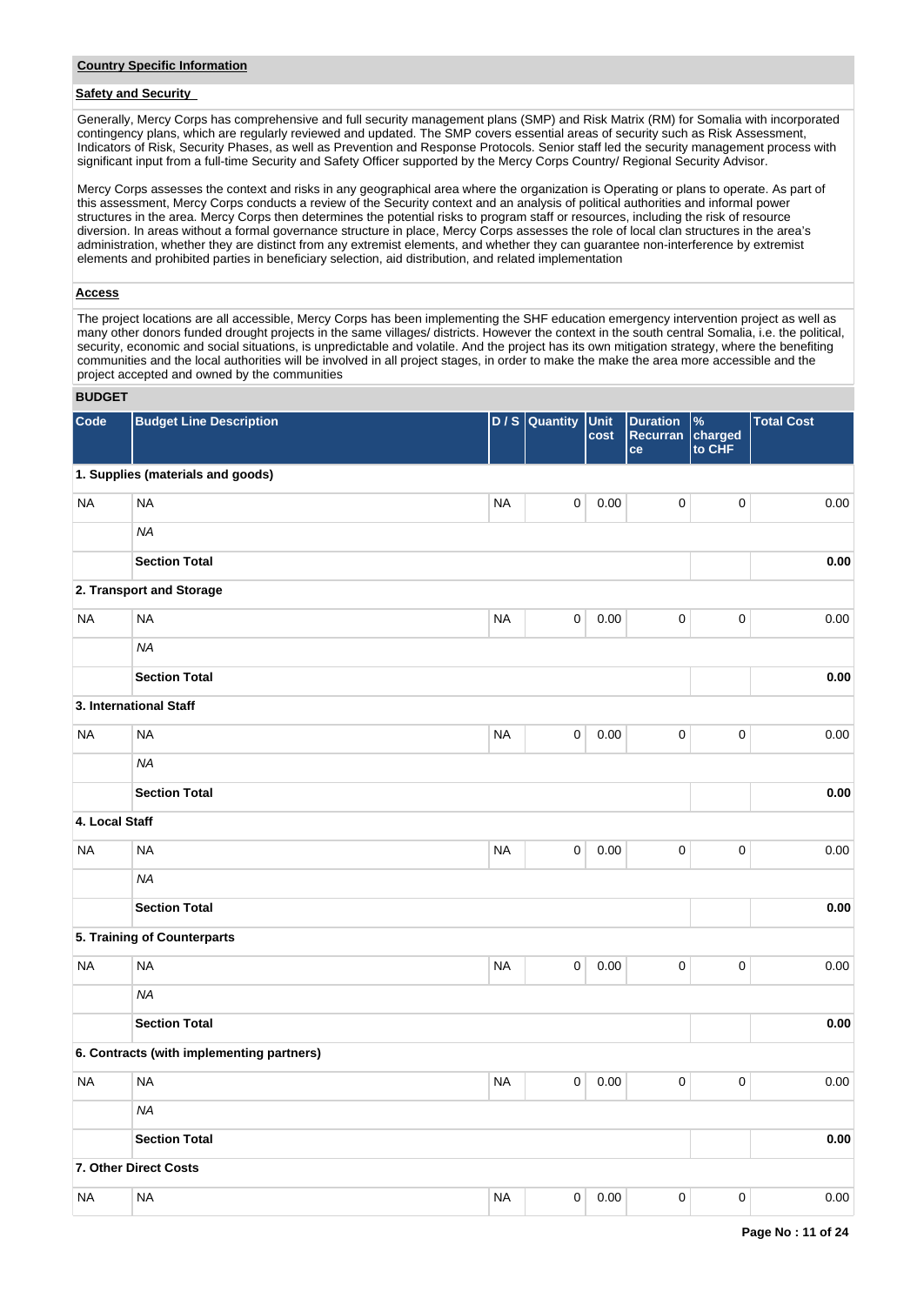## Country Specific Information

### Safety and Security

Generally, Mercy Corps has comprehensive and full security management plans (SMP) and Risk Matrix (RM) for Somalia with incorporated contingency plans, which are regularly reviewed and updated. The SMP covers essential areas of security such as Risk Assessment, Indicators of Risk, Security Phases, as well as Prevention and Response Protocols. Senior staff led the security management process with significant input from a full-time Security and Safety Officer supported by the Mercy Corps Country/ Regional Security Advisor.

Mercy Corps assesses the context and risks in any geographical area where the organization is Operating or plans to operate. As part of this assessment, Mercy Corps conducts a review of the Security context and an analysis of political authorities and informal power structures in the area. Mercy Corps then determines the potential risks to program staff or resources, including the risk of resource diversion. In areas without a formal governance structure in place, Mercy Corps assesses the role of local clan structures in the area's administration, whether they are distinct from any extremist elements, and whether they can guarantee non-interference by extremist elements and prohibited parties in beneficiary selection, aid distribution, and related implementation

### Access

The project locations are all accessible, Mercy Corps has been implementing the SHF education emergency intervention project as well as many other donors funded drought projects in the same villages/ districts. However the context in the south central Somalia, i.e. the political, security, economic and social situations, is unpredictable and volatile. And the project has its own mitigation strategy, where the benefiting communities and the local authorities will be involved in all project stages, in order to make the make the area more accessible and the project accepted and owned by the communities

## BUDGET

| Code | Budget Line Description | D / S | Quantity | Unit cost | Duration Recurrance | % charged to CHF | Total Cost |
|---|---|---|---|---|---|---|---|
| **1. Supplies (materials and goods)** | | | | | | | |
| NA | NA | NA | 0 | 0.00 | 0 | 0 | 0.00 |
| | *NA* | | | | | | |
| | **Section Total** | | | | | | **0.00** |
| **2. Transport and Storage** | | | | | | | |
| NA | NA | NA | 0 | 0.00 | 0 | 0 | 0.00 |
| | *NA* | | | | | | |
| | **Section Total** | | | | | | **0.00** |
| **3. International Staff** | | | | | | | |
| NA | NA | NA | 0 | 0.00 | 0 | 0 | 0.00 |
| | *NA* | | | | | | |
| | **Section Total** | | | | | | **0.00** |
| **4. Local Staff** | | | | | | | |
| NA | NA | NA | 0 | 0.00 | 0 | 0 | 0.00 |
| | *NA* | | | | | | |
| | **Section Total** | | | | | | **0.00** |
| **5. Training of Counterparts** | | | | | | | |
| NA | NA | NA | 0 | 0.00 | 0 | 0 | 0.00 |
| | *NA* | | | | | | |
| | **Section Total** | | | | | | **0.00** |
| **6. Contracts (with implementing partners)** | | | | | | | |
| NA | NA | NA | 0 | 0.00 | 0 | 0 | 0.00 |
| | *NA* | | | | | | |
| | **Section Total** | | | | | | **0.00** |
| **7. Other Direct Costs** | | | | | | | |
| NA | NA | NA | 0 | 0.00 | 0 | 0 | 0.00 |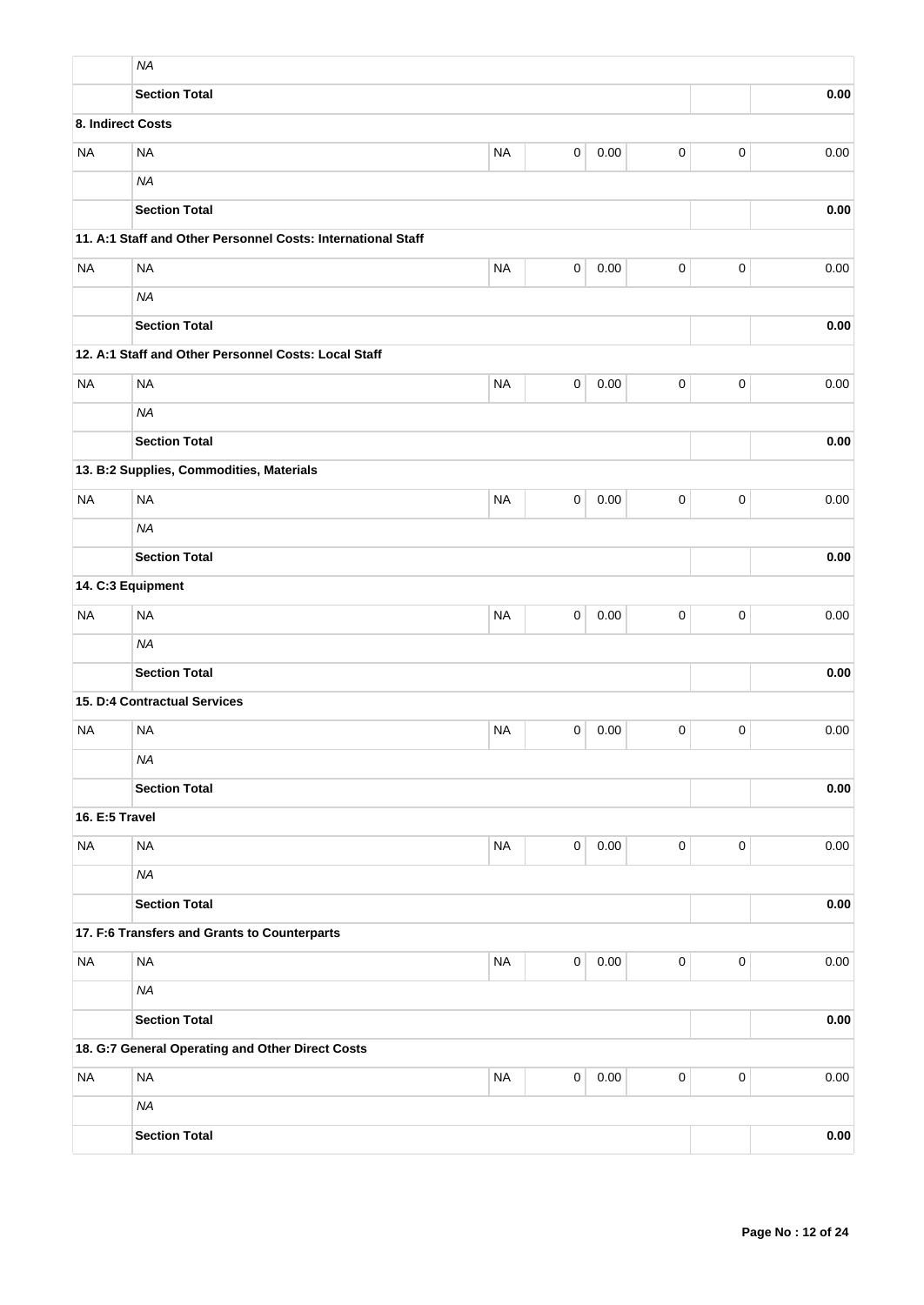| | | | | | | | |
|---|---|---|---|---|---|---|---|
| | *NA* | | | | | | |
| | **Section Total** | | | | | | **0.00** |
| **8. Indirect Costs** | | | | | | | |
| NA | NA | NA | 0 | 0.00 | 0 | 0 | 0.00 |
| | *NA* | | | | | | |
| | **Section Total** | | | | | | **0.00** |
| | **11. A:1 Staff and Other Personnel Costs: International Staff** | | | | | | |
| NA | NA | NA | 0 | 0.00 | 0 | 0 | 0.00 |
| | *NA* | | | | | | |
| | **Section Total** | | | | | | **0.00** |
| | **12. A:1 Staff and Other Personnel Costs: Local Staff** | | | | | | |
| NA | NA | NA | 0 | 0.00 | 0 | 0 | 0.00 |
| | *NA* | | | | | | |
| | **Section Total** | | | | | | **0.00** |
| | **13. B:2 Supplies, Commodities, Materials** | | | | | | |
| NA | NA | NA | 0 | 0.00 | 0 | 0 | 0.00 |
| | *NA* | | | | | | |
| | **Section Total** | | | | | | **0.00** |
| **14. C:3 Equipment** | | | | | | | |
| NA | NA | NA | 0 | 0.00 | 0 | 0 | 0.00 |
| | *NA* | | | | | | |
| | **Section Total** | | | | | | **0.00** |
| | **15. D:4 Contractual Services** | | | | | | |
| NA | NA | NA | 0 | 0.00 | 0 | 0 | 0.00 |
| | *NA* | | | | | | |
| | **Section Total** | | | | | | **0.00** |
| **16. E:5 Travel** | | | | | | | |
| NA | NA | NA | 0 | 0.00 | 0 | 0 | 0.00 |
| | *NA* | | | | | | |
| | **Section Total** | | | | | | **0.00** |
| | **17. F:6 Transfers and Grants to Counterparts** | | | | | | |
| NA | NA | NA | 0 | 0.00 | 0 | 0 | 0.00 |
| | *NA* | | | | | | |
| | **Section Total** | | | | | | **0.00** |
| | **18. G:7 General Operating and Other Direct Costs** | | | | | | |
| NA | NA | NA | 0 | 0.00 | 0 | 0 | 0.00 |
| | *NA* | | | | | | |
| | **Section Total** | | | | | | **0.00** |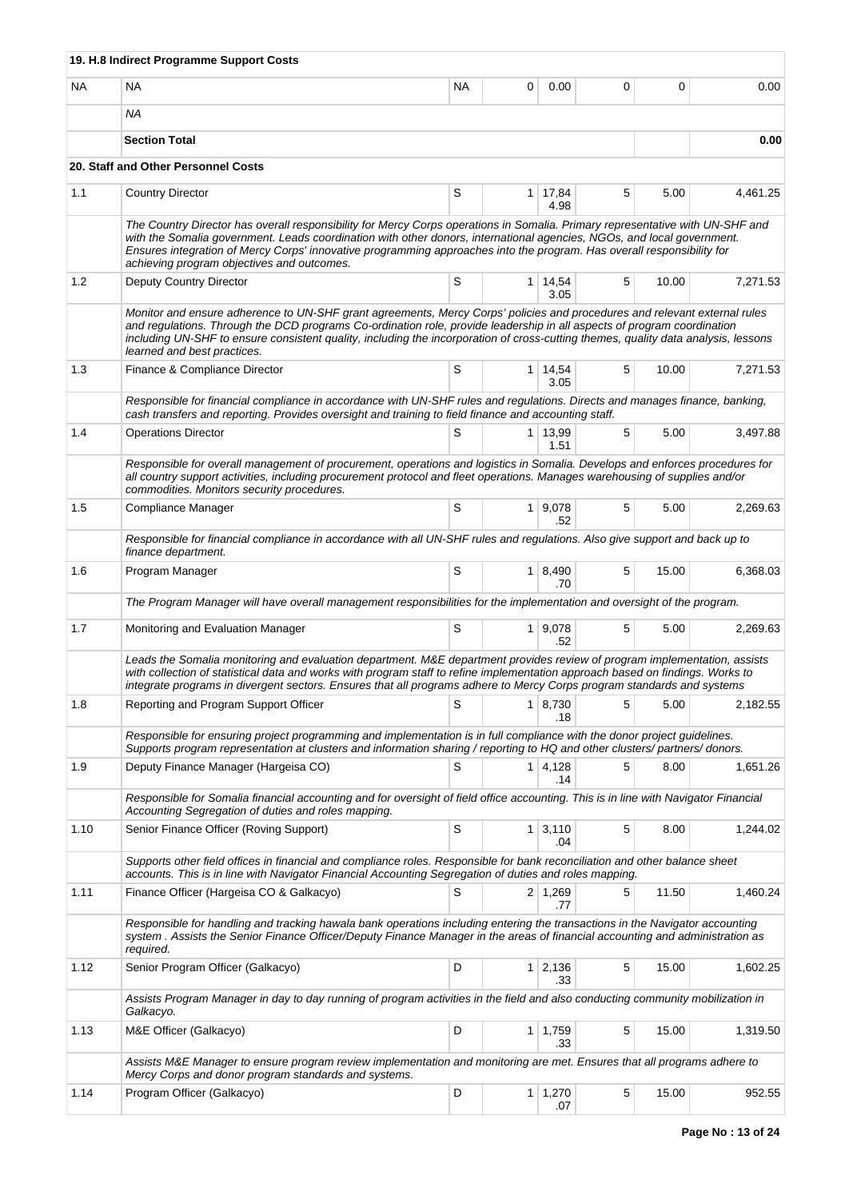| | 19. H.8 Indirect Programme Support Costs | | | | | | |
|---|---|---|---|---|---|---|---|
| NA | NA | NA | 0 | 0.00 | 0 | 0 | 0.00 |
| | *NA* | | | | | | |
| | **Section Total** | | | | | | **0.00** |
| | **20. Staff and Other Personnel Costs** | | | | | | |
| 1.1 | Country Director | S | 1 | 17,844.98 | 5 | 5.00 | 4,461.25 |
| | *The Country Director has overall responsibility for Mercy Corps operations in Somalia. Primary representative with UN-SHF and with the Somalia government. Leads coordination with other donors, international agencies, NGOs, and local government. Ensures integration of Mercy Corps' innovative programming approaches into the program. Has overall responsibility for achieving program objectives and outcomes.* | | | | | | |
| 1.2 | Deputy Country Director | S | 1 | 14,543.05 | 5 | 10.00 | 7,271.53 |
| | *Monitor and ensure adherence to UN-SHF grant agreements, Mercy Corps' policies and procedures and relevant external rules and regulations. Through the DCD programs Co-ordination role, provide leadership in all aspects of program coordination including UN-SHF to ensure consistent quality, including the incorporation of cross-cutting themes, quality data analysis, lessons learned and best practices.* | | | | | | |
| 1.3 | Finance & Compliance Director | S | 1 | 14,543.05 | 5 | 10.00 | 7,271.53 |
| | *Responsible for financial compliance in accordance with UN-SHF rules and regulations. Directs and manages finance, banking, cash transfers and reporting. Provides oversight and training to field finance and accounting staff.* | | | | | | |
| 1.4 | Operations Director | S | 1 | 13,991.51 | 5 | 5.00 | 3,497.88 |
| | *Responsible for overall management of procurement, operations and logistics in Somalia. Develops and enforces procedures for all country support activities, including procurement protocol and fleet operations. Manages warehousing of supplies and/or commodities. Monitors security procedures.* | | | | | | |
| 1.5 | Compliance Manager | S | 1 | 9,078.52 | 5 | 5.00 | 2,269.63 |
| | *Responsible for financial compliance in accordance with all UN-SHF rules and regulations. Also give support and back up to finance department.* | | | | | | |
| 1.6 | Program Manager | S | 1 | 8,490.70 | 5 | 15.00 | 6,368.03 |
| | *The Program Manager will have overall management responsibilities for the implementation and oversight of the program.* | | | | | | |
| 1.7 | Monitoring and Evaluation Manager | S | 1 | 9,078.52 | 5 | 5.00 | 2,269.63 |
| | *Leads the Somalia monitoring and evaluation department. M&E department provides review of program implementation, assists with collection of statistical data and works with program staff to refine implementation approach based on findings. Works to integrate programs in divergent sectors. Ensures that all programs adhere to Mercy Corps program standards and systems* | | | | | | |
| 1.8 | Reporting and Program Support Officer | S | 1 | 8,730.18 | 5 | 5.00 | 2,182.55 |
| | *Responsible for ensuring project programming and implementation is in full compliance with the donor project guidelines. Supports program representation at clusters and information sharing / reporting to HQ and other clusters/ partners/ donors.* | | | | | | |
| 1.9 | Deputy Finance Manager (Hargeisa CO) | S | 1 | 4,128.14 | 5 | 8.00 | 1,651.26 |
| | *Responsible for Somalia financial accounting and for oversight of field office accounting. This is in line with Navigator Financial Accounting Segregation of duties and roles mapping.* | | | | | | |
| 1.10 | Senior Finance Officer (Roving Support) | S | 1 | 3,110.04 | 5 | 8.00 | 1,244.02 |
| | *Supports other field offices in financial and compliance roles. Responsible for bank reconciliation and other balance sheet accounts. This is in line with Navigator Financial Accounting Segregation of duties and roles mapping.* | | | | | | |
| 1.11 | Finance Officer (Hargeisa CO & Galkacyo) | S | 2 | 1,269.77 | 5 | 11.50 | 1,460.24 |
| | *Responsible for handling and tracking hawala bank operations including entering the transactions in the Navigator accounting system . Assists the Senior Finance Officer/Deputy Finance Manager in the areas of financial accounting and administration as required.* | | | | | | |
| 1.12 | Senior Program Officer (Galkacyo) | D | 1 | 2,136.33 | 5 | 15.00 | 1,602.25 |
| | *Assists Program Manager in day to day running of program activities in the field and also conducting community mobilization in Galkacyo.* | | | | | | |
| 1.13 | M&E Officer (Galkacyo) | D | 1 | 1,759.33 | 5 | 15.00 | 1,319.50 |
| | *Assists M&E Manager to ensure program review implementation and monitoring are met. Ensures that all programs adhere to Mercy Corps and donor program standards and systems.* | | | | | | |
| 1.14 | Program Officer (Galkacyo) | D | 1 | 1,270.07 | 5 | 15.00 | 952.55 |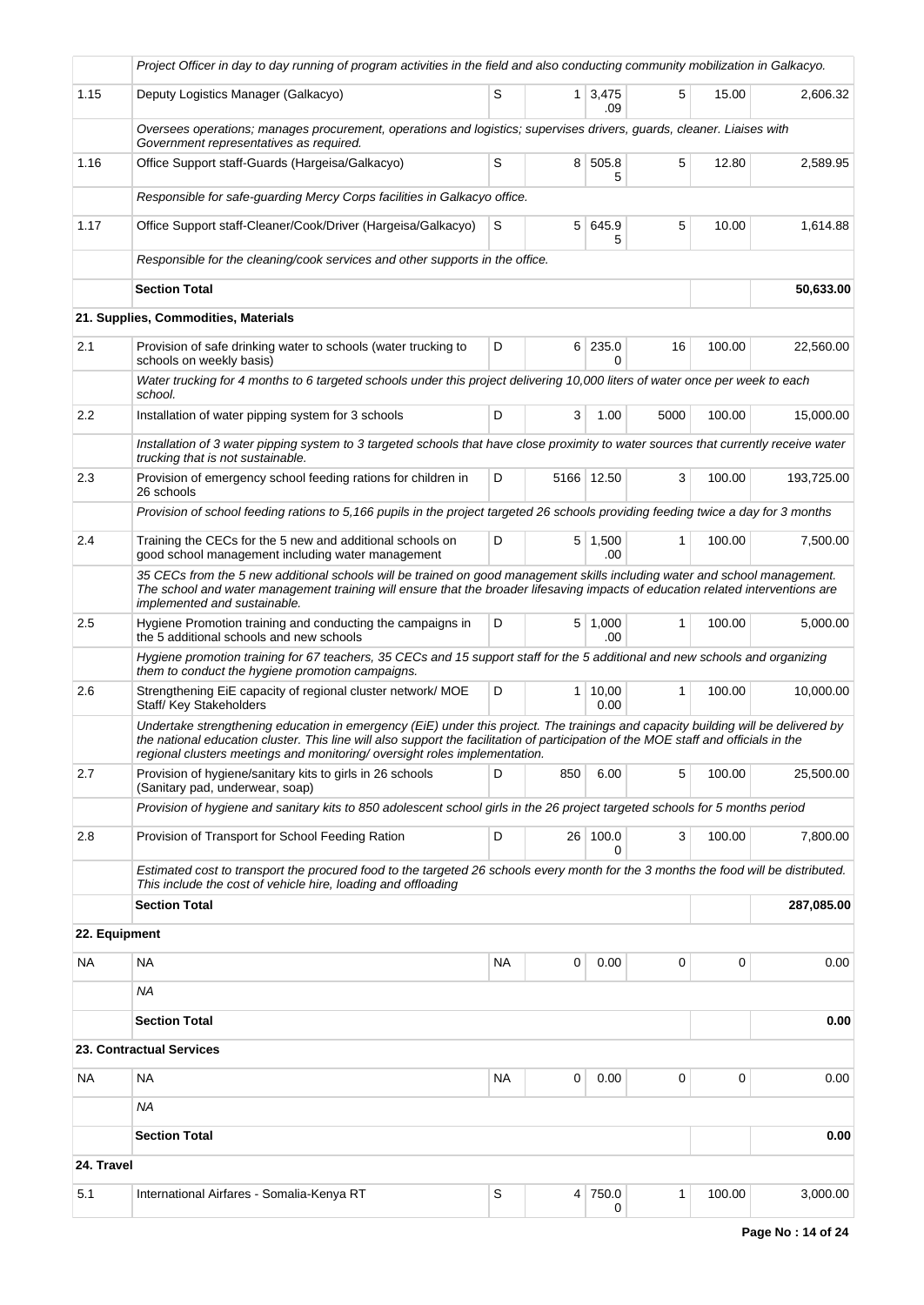| | | | | | | | |
|---|---|---|---|---|---|---|---|
| | *Project Officer in day to day running of program activities in the field and also conducting community mobilization in Galkacyo.* | | | | | | |
| 1.15 | Deputy Logistics Manager (Galkacyo) | S | 1 | 3,475.09 | 5 | 15.00 | 2,606.32 |
| | *Oversees operations; manages procurement, operations and logistics; supervises drivers, guards, cleaner. Liaises with Government representatives as required.* | | | | | | |
| 1.16 | Office Support staff-Guards (Hargeisa/Galkacyo) | S | 8 | 505.85 | 5 | 12.80 | 2,589.95 |
| | *Responsible for safe-guarding Mercy Corps facilities in Galkacyo office.* | | | | | | |
| 1.17 | Office Support staff-Cleaner/Cook/Driver (Hargeisa/Galkacyo) | S | 5 | 645.95 | 5 | 10.00 | 1,614.88 |
| | *Responsible for the cleaning/cook services and other supports in the office.* | | | | | | |
| | **Section Total** | | | | | | **50,633.00** |
| | **21. Supplies, Commodities, Materials** | | | | | | |
| 2.1 | Provision of safe drinking water to schools (water trucking to schools on weekly basis) | D | 6 | 235.00 | 16 | 100.00 | 22,560.00 |
| | *Water trucking for 4 months to 6 targeted schools under this project delivering 10,000 liters of water once per week to each school.* | | | | | | |
| 2.2 | Installation of water pipping system for 3 schools | D | 3 | 1.00 | 5000 | 100.00 | 15,000.00 |
| | *Installation of 3 water pipping system to 3 targeted schools that have close proximity to water sources that currently receive water trucking that is not sustainable.* | | | | | | |
| 2.3 | Provision of emergency school feeding rations for children in 26 schools | D | 5166 | 12.50 | 3 | 100.00 | 193,725.00 |
| | *Provision of school feeding rations to 5,166 pupils in the project targeted 26 schools providing feeding twice a day for 3 months* | | | | | | |
| 2.4 | Training the CECs for the 5 new and additional schools on good school management including water management | D | 5 | 1,500.00 | 1 | 100.00 | 7,500.00 |
| | *35 CECs from the 5 new additional schools will be trained on good management skills including water and school management. The school and water management training will ensure that the broader lifesaving impacts of education related interventions are implemented and sustainable.* | | | | | | |
| 2.5 | Hygiene Promotion training and conducting the campaigns in the 5 additional schools and new schools | D | 5 | 1,000.00 | 1 | 100.00 | 5,000.00 |
| | *Hygiene promotion training for 67 teachers, 35 CECs and 15 support staff for the 5 additional and new schools and organizing them to conduct the hygiene promotion campaigns.* | | | | | | |
| 2.6 | Strengthening EiE capacity of regional cluster network/ MOE Staff/ Key Stakeholders | D | 1 | 10,000.00 | 1 | 100.00 | 10,000.00 |
| | *Undertake strengthening education in emergency (EiE) under this project. The trainings and capacity building will be delivered by the national education cluster. This line will also support the facilitation of participation of the MOE staff and officials in the regional clusters meetings and monitoring/ oversight roles implementation.* | | | | | | |
| 2.7 | Provision of hygiene/sanitary kits to girls in 26 schools (Sanitary pad, underwear, soap) | D | 850 | 6.00 | 5 | 100.00 | 25,500.00 |
| | *Provision of hygiene and sanitary kits to 850 adolescent school girls in the 26 project targeted schools for 5 months period* | | | | | | |
| 2.8 | Provision of Transport for School Feeding Ration | D | 26 | 100.00 | 3 | 100.00 | 7,800.00 |
| | *Estimated cost to transport the procured food to the targeted 26 schools every month for the 3 months the food will be distributed. This include the cost of vehicle hire, loading and offloading* | | | | | | |
| | **Section Total** | | | | | | **287,085.00** |
| **22. Equipment** | | | | | | | |
| NA | NA | NA | 0 | 0.00 | 0 | 0 | 0.00 |
| | *NA* | | | | | | |
| | **Section Total** | | | | | | **0.00** |
| | **23. Contractual Services** | | | | | | |
| NA | NA | NA | 0 | 0.00 | 0 | 0 | 0.00 |
| | *NA* | | | | | | |
| | **Section Total** | | | | | | **0.00** |
| **24. Travel** | | | | | | | |
| 5.1 | International Airfares - Somalia-Kenya RT | S | 4 | 750.00 | 1 | 100.00 | 3,000.00 |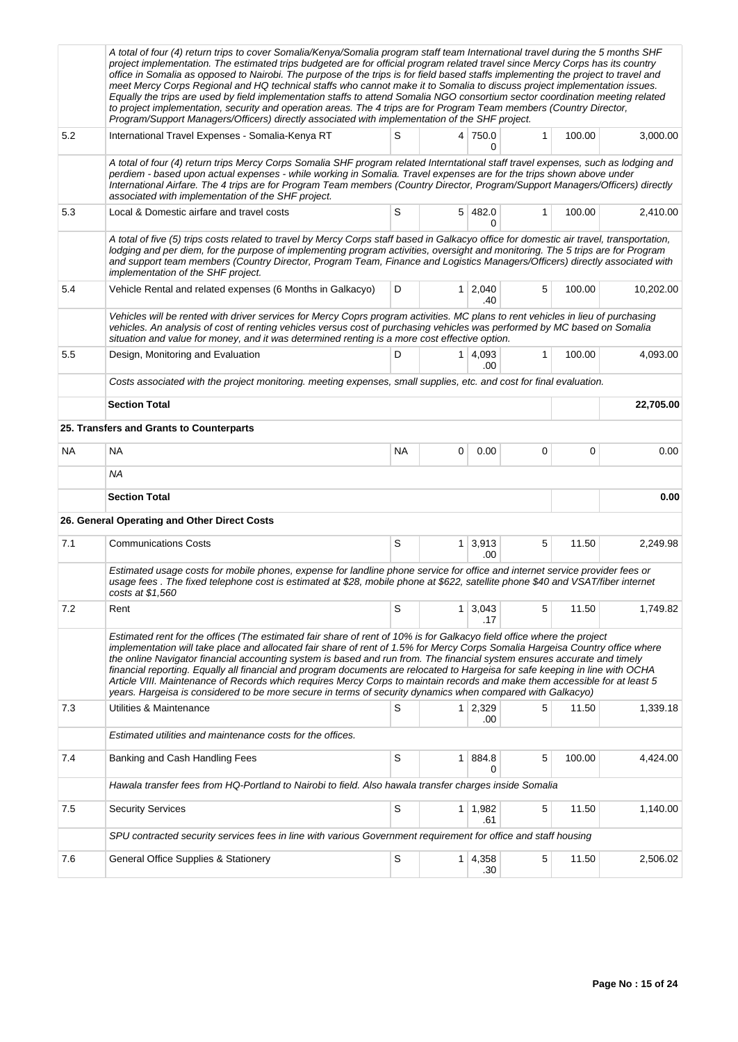| | | | | | | | |
|---|---|---|---|---|---|---|---|
| | *A total of four (4) return trips to cover Somalia/Kenya/Somalia program staff team International travel during the 5 months SHF project implementation. The estimated trips budgeted are for official program related travel since Mercy Corps has its country office in Somalia as opposed to Nairobi. The purpose of the trips is for field based staffs implementing the project to travel and meet Mercy Corps Regional and HQ technical staffs who cannot make it to Somalia to discuss project implementation issues. Equally the trips are used by field implementation staffs to attend Somalia NGO consortium sector coordination meeting related to project implementation, security and operation areas. The 4 trips are for Program Team members (Country Director, Program/Support Managers/Officers) directly associated with implementation of the SHF project.* | | | | | | |
| 5.2 | International Travel Expenses - Somalia-Kenya RT | S | 4 | 750.00 | 1 | 100.00 | 3,000.00 |
| | *A total of four (4) return trips Mercy Corps Somalia SHF program related Interntational staff travel expenses, such as lodging and perdiem - based upon actual expenses - while working in Somalia. Travel expenses are for the trips shown above under International Airfare. The 4 trips are for Program Team members (Country Director, Program/Support Managers/Officers) directly associated with implementation of the SHF project.* | | | | | | |
| 5.3 | Local & Domestic airfare and travel costs | S | 5 | 482.00 | 1 | 100.00 | 2,410.00 |
| | *A total of five (5) trips costs related to travel by Mercy Corps staff based in Galkacyo office for domestic air travel, transportation, lodging and per diem, for the purpose of implementing program activities, oversight and monitoring. The 5 trips are for Program and support team members (Country Director, Program Team, Finance and Logistics Managers/Officers) directly associated with implementation of the SHF project.* | | | | | | |
| 5.4 | Vehicle Rental and related expenses (6 Months in Galkacyo) | D | 1 | 2,040.40 | 5 | 100.00 | 10,202.00 |
| | *Vehicles will be rented with driver services for Mercy Coprs program activities. MC plans to rent vehicles in lieu of purchasing vehicles. An analysis of cost of renting vehicles versus cost of purchasing vehicles was performed by MC based on Somalia situation and value for money, and it was determined renting is a more cost effective option.* | | | | | | |
| 5.5 | Design, Monitoring and Evaluation | D | 1 | 4,093.00 | 1 | 100.00 | 4,093.00 |
| | *Costs associated with the project monitoring. meeting expenses, small supplies, etc. and cost for final evaluation.* | | | | | | |
| | **Section Total** | | | | | | **22,705.00** |
| | **25. Transfers and Grants to Counterparts** | | | | | | |
| NA | NA | NA | 0 | 0.00 | 0 | 0 | 0.00 |
| | *NA* | | | | | | |
| | **Section Total** | | | | | | **0.00** |
| | **26. General Operating and Other Direct Costs** | | | | | | |
| 7.1 | Communications Costs | S | 1 | 3,913.00 | 5 | 11.50 | 2,249.98 |
| | *Estimated usage costs for mobile phones, expense for landline phone service for office and internet service provider fees or usage fees . The fixed telephone cost is estimated at $28, mobile phone at $622, satellite phone $40 and VSAT/fiber internet costs at $1,560* | | | | | | |
| 7.2 | Rent | S | 1 | 3,043.17 | 5 | 11.50 | 1,749.82 |
| | *Estimated rent for the offices (The estimated fair share of rent of 10% is for Galkacyo field office where the project implementation will take place and allocated fair share of rent of 1.5% for Mercy Corps Somalia Hargeisa Country office where the online Navigator financial accounting system is based and run from. The financial system ensures accurate and timely financial reporting. Equally all financial and program documents are relocated to Hargeisa for safe keeping in line with OCHA Article VIII. Maintenance of Records which requires Mercy Corps to maintain records and make them accessible for at least 5 years. Hargeisa is considered to be more secure in terms of security dynamics when compared with Galkacyo)* | | | | | | |
| 7.3 | Utilities & Maintenance | S | 1 | 2,329.00 | 5 | 11.50 | 1,339.18 |
| | *Estimated utilities and maintenance costs for the offices.* | | | | | | |
| 7.4 | Banking and Cash Handling Fees | S | 1 | 884.80 | 5 | 100.00 | 4,424.00 |
| | *Hawala transfer fees from HQ-Portland to Nairobi to field. Also hawala transfer charges inside Somalia* | | | | | | |
| 7.5 | Security Services | S | 1 | 1,982.61 | 5 | 11.50 | 1,140.00 |
| | *SPU contracted security services fees in line with various Government requirement for office and staff housing* | | | | | | |
| 7.6 | General Office Supplies & Stationery | S | 1 | 4,358.30 | 5 | 11.50 | 2,506.02 |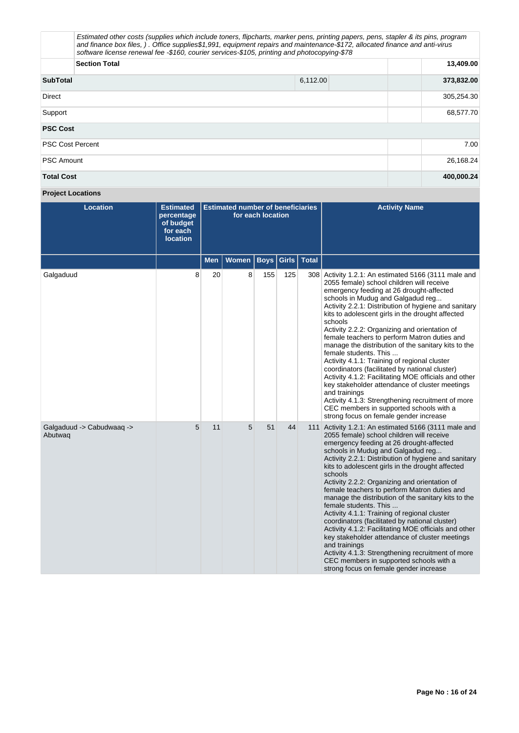| | | | | |
|---|---|---|---|---|
| | *Estimated other costs (supplies which include toners, flipcharts, marker pens, printing papers, pens, stapler & its pins, program and finance box files, ) . Office supplies$1,991, equipment repairs and maintenance-$172, allocated finance and anti-virus software license renewal fee -$160, courier services-$105, printing and photocopying-$78* | | | |
| | **Section Total** | | | **13,409.00** |
| **SubTotal** | | 6,112.00 | | **373,832.00** |
| Direct | | | | 305,254.30 |
| Support | | | | 68,577.70 |
| **PSC Cost** | | | | |
| PSC Cost Percent | | | | 7.00 |
| PSC Amount | | | | 26,168.24 |
| **Total Cost** | | | | **400,000.24** |

**Project Locations**

| Location | Estimated percentage of budget for each location | Estimated number of beneficiaries for each location | | | | | Activity Name |
|---|---|---|---|---|---|---|---|
| | | Men | Women | Boys | Girls | Total | |
| Galgaduud | 8 | 20 | 8 | 155 | 125 | 308 | Activity 1.2.1: An estimated 5166 (3111 male and 2055 female) school children will receive emergency feeding at 26 drought-affected schools in Mudug and Galgadud reg...<br>Activity 2.2.1: Distribution of hygiene and sanitary kits to adolescent girls in the drought affected schools<br>Activity 2.2.2: Organizing and orientation of female teachers to perform Matron duties and manage the distribution of the sanitary kits to the female students. This ...<br>Activity 4.1.1: Training of regional cluster coordinators (facilitated by national cluster)<br>Activity 4.1.2: Facilitating MOE officials and other key stakeholder attendance of cluster meetings and trainings<br>Activity 4.1.3: Strengthening recruitment of more CEC members in supported schools with a strong focus on female gender increase |
| Galgaduud -> Cabudwaaq -> Abutwaq | 5 | 11 | 5 | 51 | 44 | 111 | Activity 1.2.1: An estimated 5166 (3111 male and 2055 female) school children will receive emergency feeding at 26 drought-affected schools in Mudug and Galgadud reg...<br>Activity 2.2.1: Distribution of hygiene and sanitary kits to adolescent girls in the drought affected schools<br>Activity 2.2.2: Organizing and orientation of female teachers to perform Matron duties and manage the distribution of the sanitary kits to the female students. This ...<br>Activity 4.1.1: Training of regional cluster coordinators (facilitated by national cluster)<br>Activity 4.1.2: Facilitating MOE officials and other key stakeholder attendance of cluster meetings and trainings<br>Activity 4.1.3: Strengthening recruitment of more CEC members in supported schools with a strong focus on female gender increase |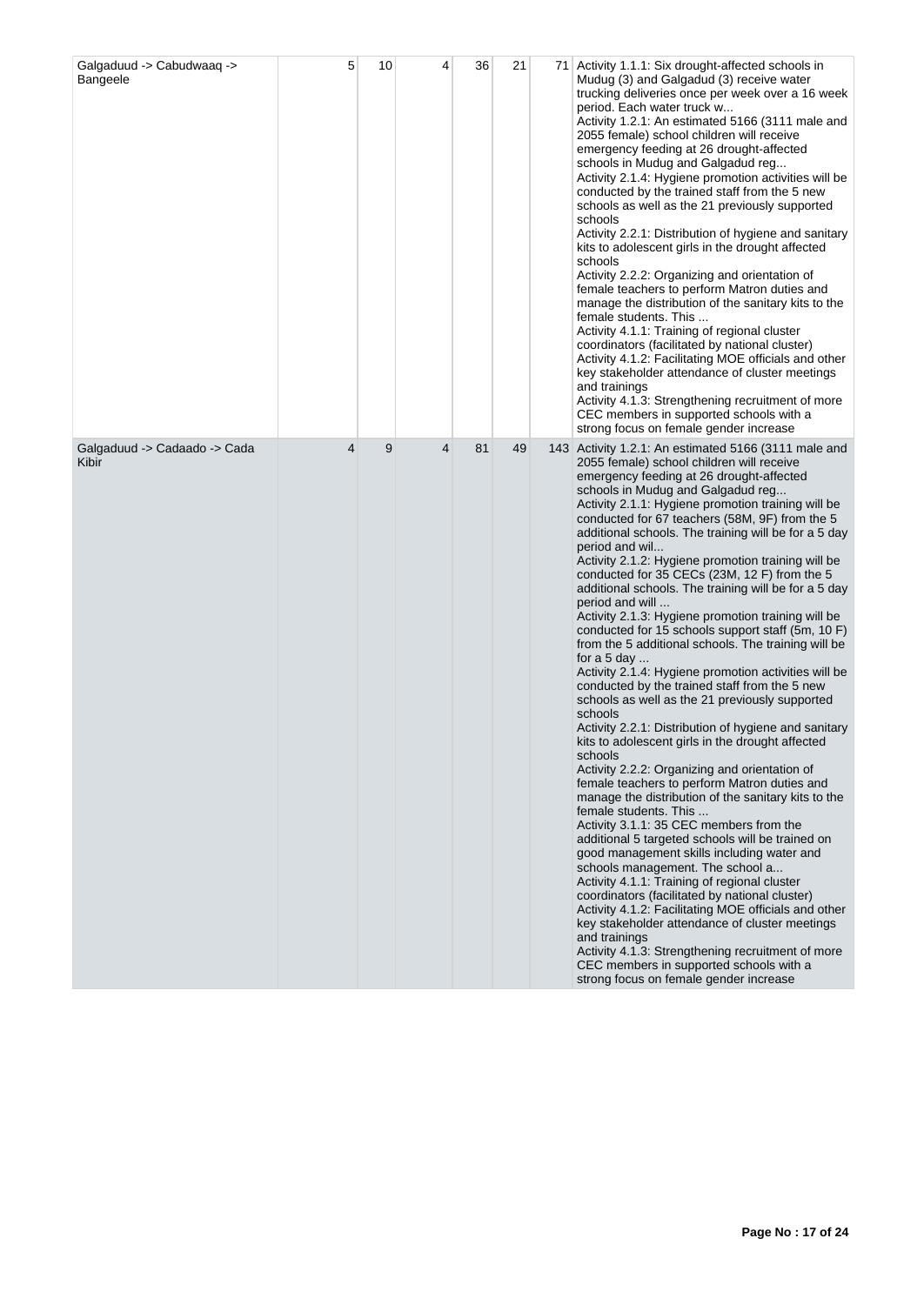| | | | | | | |
|---|---|---|---|---|---|---|
| Galgaduud -> Cabudwaaq -> Bangeele | 5 | 10 | 4 | 36 | 21 | 71 Activity 1.1.1: Six drought-affected schools in Mudug (3) and Galgadud (3) receive water trucking deliveries once per week over a 16 week period. Each water truck w...<br>Activity 1.2.1: An estimated 5166 (3111 male and 2055 female) school children will receive emergency feeding at 26 drought-affected schools in Mudug and Galgadud reg...<br>Activity 2.1.4: Hygiene promotion activities will be conducted by the trained staff from the 5 new schools as well as the 21 previously supported schools<br>Activity 2.2.1: Distribution of hygiene and sanitary kits to adolescent girls in the drought affected schools<br>Activity 2.2.2: Organizing and orientation of female teachers to perform Matron duties and manage the distribution of the sanitary kits to the female students. This ...<br>Activity 4.1.1: Training of regional cluster coordinators (facilitated by national cluster)<br>Activity 4.1.2: Facilitating MOE officials and other key stakeholder attendance of cluster meetings and trainings<br>Activity 4.1.3: Strengthening recruitment of more CEC members in supported schools with a strong focus on female gender increase |
| Galgaduud -> Cadaado -> Cada Kibir | 4 | 9 | 4 | 81 | 49 | 143 Activity 1.2.1: An estimated 5166 (3111 male and 2055 female) school children will receive emergency feeding at 26 drought-affected schools in Mudug and Galgadud reg...<br>Activity 2.1.1: Hygiene promotion training will be conducted for 67 teachers (58M, 9F) from the 5 additional schools. The training will be for a 5 day period and wil...<br>Activity 2.1.2: Hygiene promotion training will be conducted for 35 CECs (23M, 12 F) from the 5 additional schools. The training will be for a 5 day period and will ...<br>Activity 2.1.3: Hygiene promotion training will be conducted for 15 schools support staff (5m, 10 F) from the 5 additional schools. The training will be for a 5 day ...<br>Activity 2.1.4: Hygiene promotion activities will be conducted by the trained staff from the 5 new schools as well as the 21 previously supported schools<br>Activity 2.2.1: Distribution of hygiene and sanitary kits to adolescent girls in the drought affected schools<br>Activity 2.2.2: Organizing and orientation of female teachers to perform Matron duties and manage the distribution of the sanitary kits to the female students. This ...<br>Activity 3.1.1: 35 CEC members from the additional 5 targeted schools will be trained on good management skills including water and schools management. The school a...<br>Activity 4.1.1: Training of regional cluster coordinators (facilitated by national cluster)<br>Activity 4.1.2: Facilitating MOE officials and other key stakeholder attendance of cluster meetings and trainings<br>Activity 4.1.3: Strengthening recruitment of more CEC members in supported schools with a strong focus on female gender increase |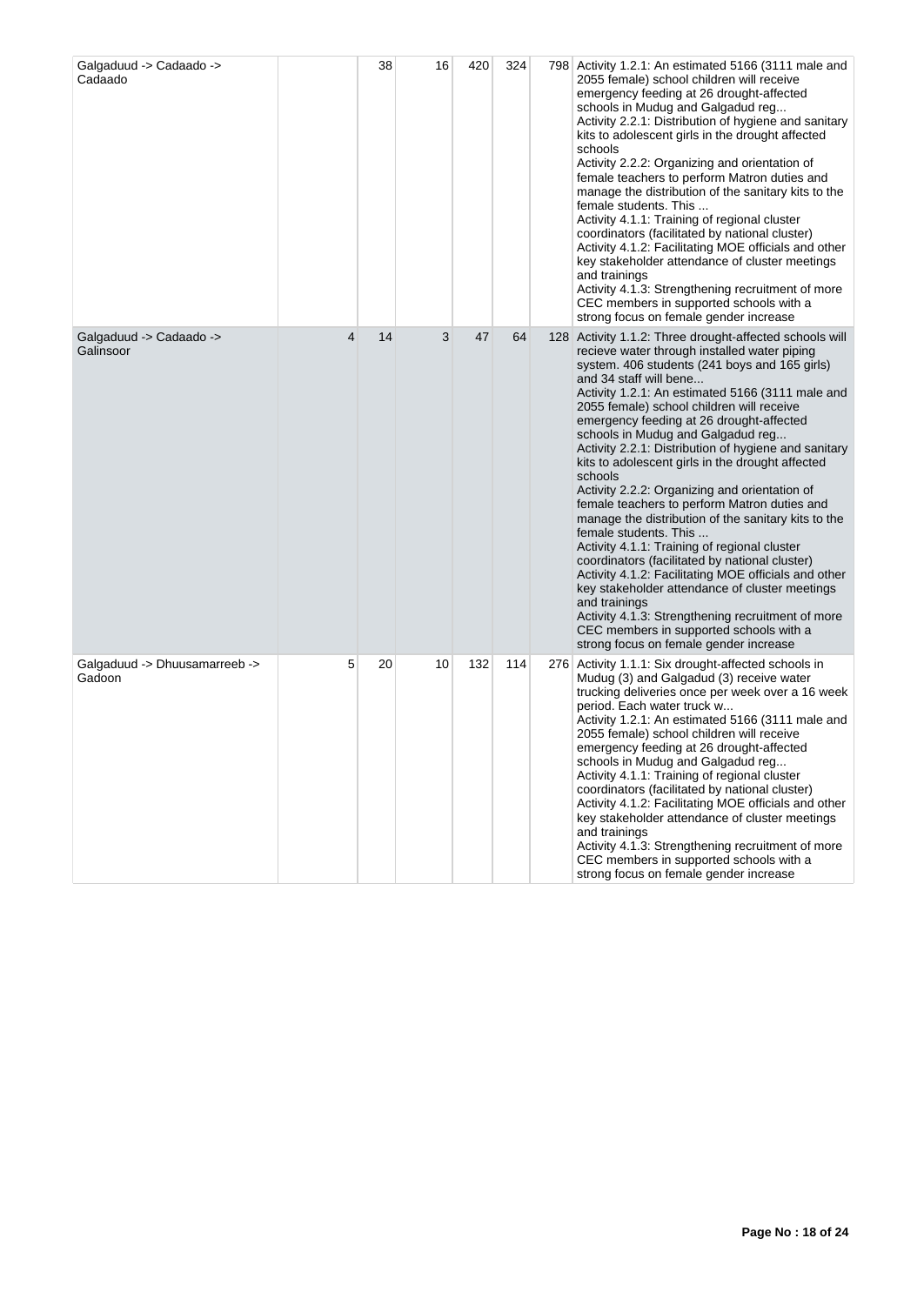| | | | | | | | |
|---|---|---|---|---|---|---|---|
| Galgaduud -> Cadaado -> Cadaado | | 38 | 16 | 420 | 324 | 798 | Activity 1.2.1: An estimated 5166 (3111 male and 2055 female) school children will receive emergency feeding at 26 drought-affected schools in Mudug and Galgadud reg...<br>Activity 2.2.1: Distribution of hygiene and sanitary kits to adolescent girls in the drought affected schools<br>Activity 2.2.2: Organizing and orientation of female teachers to perform Matron duties and manage the distribution of the sanitary kits to the female students. This ...<br>Activity 4.1.1: Training of regional cluster coordinators (facilitated by national cluster)<br>Activity 4.1.2: Facilitating MOE officials and other key stakeholder attendance of cluster meetings and trainings<br>Activity 4.1.3: Strengthening recruitment of more CEC members in supported schools with a strong focus on female gender increase |
| Galgaduud -> Cadaado -> Galinsoor | 4 | 14 | 3 | 47 | 64 | 128 | Activity 1.1.2: Three drought-affected schools will recieve water through installed water piping system. 406 students (241 boys and 165 girls) and 34 staff will bene...<br>Activity 1.2.1: An estimated 5166 (3111 male and 2055 female) school children will receive emergency feeding at 26 drought-affected schools in Mudug and Galgadud reg...<br>Activity 2.2.1: Distribution of hygiene and sanitary kits to adolescent girls in the drought affected schools<br>Activity 2.2.2: Organizing and orientation of female teachers to perform Matron duties and manage the distribution of the sanitary kits to the female students. This ...<br>Activity 4.1.1: Training of regional cluster coordinators (facilitated by national cluster)<br>Activity 4.1.2: Facilitating MOE officials and other key stakeholder attendance of cluster meetings and trainings<br>Activity 4.1.3: Strengthening recruitment of more CEC members in supported schools with a strong focus on female gender increase |
| Galgaduud -> Dhuusamarreeb -> Gadoon | 5 | 20 | 10 | 132 | 114 | 276 | Activity 1.1.1: Six drought-affected schools in Mudug (3) and Galgadud (3) receive water trucking deliveries once per week over a 16 week period. Each water truck w...<br>Activity 1.2.1: An estimated 5166 (3111 male and 2055 female) school children will receive emergency feeding at 26 drought-affected schools in Mudug and Galgadud reg...<br>Activity 4.1.1: Training of regional cluster coordinators (facilitated by national cluster)<br>Activity 4.1.2: Facilitating MOE officials and other key stakeholder attendance of cluster meetings and trainings<br>Activity 4.1.3: Strengthening recruitment of more CEC members in supported schools with a strong focus on female gender increase |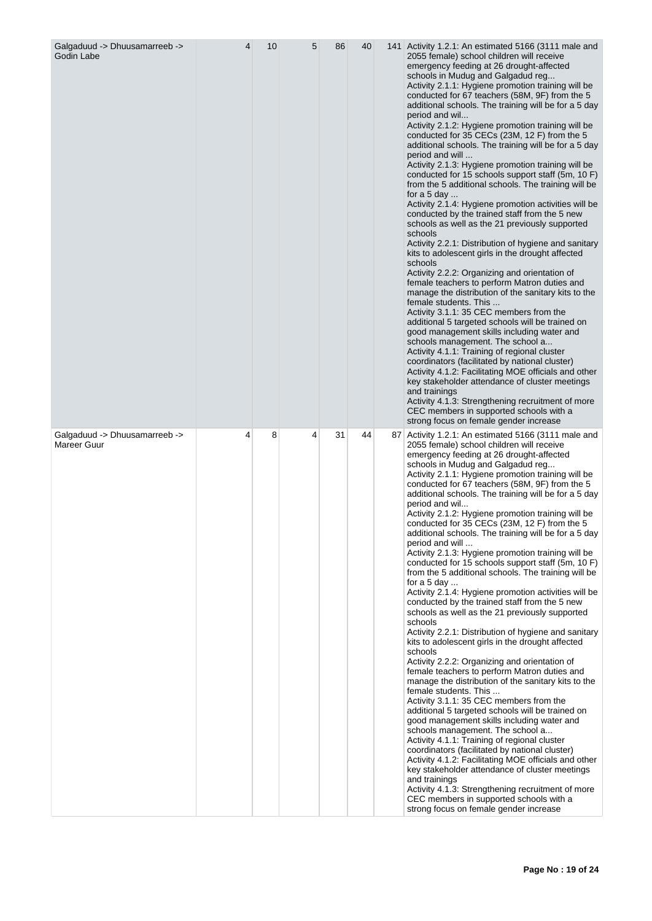| | | | | | | | |
|---|---|---|---|---|---|---|---|
| Galgaduud -> Dhuusamarreeb -> Godin Labe | 4 | 10 | 5 | 86 | 40 | 141 | Activity 1.2.1: An estimated 5166 (3111 male and 2055 female) school children will receive emergency feeding at 26 drought-affected schools in Mudug and Galgadud reg...<br>Activity 2.1.1: Hygiene promotion training will be conducted for 67 teachers (58M, 9F) from the 5 additional schools. The training will be for a 5 day period and wil...<br>Activity 2.1.2: Hygiene promotion training will be conducted for 35 CECs (23M, 12 F) from the 5 additional schools. The training will be for a 5 day period and will ...<br>Activity 2.1.3: Hygiene promotion training will be conducted for 15 schools support staff (5m, 10 F) from the 5 additional schools. The training will be for a 5 day ...<br>Activity 2.1.4: Hygiene promotion activities will be conducted by the trained staff from the 5 new schools as well as the 21 previously supported schools<br>Activity 2.2.1: Distribution of hygiene and sanitary kits to adolescent girls in the drought affected schools<br>Activity 2.2.2: Organizing and orientation of female teachers to perform Matron duties and manage the distribution of the sanitary kits to the female students. This ...<br>Activity 3.1.1: 35 CEC members from the additional 5 targeted schools will be trained on good management skills including water and schools management. The school a...<br>Activity 4.1.1: Training of regional cluster coordinators (facilitated by national cluster)<br>Activity 4.1.2: Facilitating MOE officials and other key stakeholder attendance of cluster meetings and trainings<br>Activity 4.1.3: Strengthening recruitment of more CEC members in supported schools with a strong focus on female gender increase |
| Galgaduud -> Dhuusamarreeb -> Mareer Guur | 4 | 8 | 4 | 31 | 44 | 87 | Activity 1.2.1: An estimated 5166 (3111 male and 2055 female) school children will receive emergency feeding at 26 drought-affected schools in Mudug and Galgadud reg...<br>Activity 2.1.1: Hygiene promotion training will be conducted for 67 teachers (58M, 9F) from the 5 additional schools. The training will be for a 5 day period and wil...<br>Activity 2.1.2: Hygiene promotion training will be conducted for 35 CECs (23M, 12 F) from the 5 additional schools. The training will be for a 5 day period and will ...<br>Activity 2.1.3: Hygiene promotion training will be conducted for 15 schools support staff (5m, 10 F) from the 5 additional schools. The training will be for a 5 day ...<br>Activity 2.1.4: Hygiene promotion activities will be conducted by the trained staff from the 5 new schools as well as the 21 previously supported schools<br>Activity 2.2.1: Distribution of hygiene and sanitary kits to adolescent girls in the drought affected schools<br>Activity 2.2.2: Organizing and orientation of female teachers to perform Matron duties and manage the distribution of the sanitary kits to the female students. This ...<br>Activity 3.1.1: 35 CEC members from the additional 5 targeted schools will be trained on good management skills including water and schools management. The school a...<br>Activity 4.1.1: Training of regional cluster coordinators (facilitated by national cluster)<br>Activity 4.1.2: Facilitating MOE officials and other key stakeholder attendance of cluster meetings and trainings<br>Activity 4.1.3: Strengthening recruitment of more CEC members in supported schools with a strong focus on female gender increase |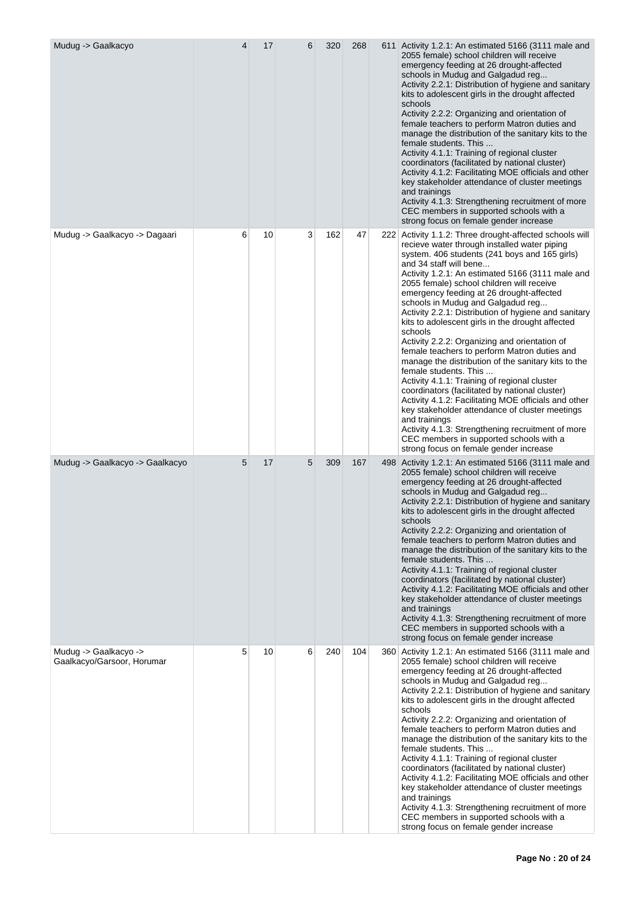| | | | | | | | |
|---|---|---|---|---|---|---|---|
| Mudug -> Gaalkacyo | 4 | 17 | 6 | 320 | 268 | 611 | Activity 1.2.1: An estimated 5166 (3111 male and 2055 female) school children will receive emergency feeding at 26 drought-affected schools in Mudug and Galgadud reg...<br>Activity 2.2.1: Distribution of hygiene and sanitary kits to adolescent girls in the drought affected schools<br>Activity 2.2.2: Organizing and orientation of female teachers to perform Matron duties and manage the distribution of the sanitary kits to the female students. This ...<br>Activity 4.1.1: Training of regional cluster coordinators (facilitated by national cluster)<br>Activity 4.1.2: Facilitating MOE officials and other key stakeholder attendance of cluster meetings and trainings<br>Activity 4.1.3: Strengthening recruitment of more CEC members in supported schools with a strong focus on female gender increase |
| Mudug -> Gaalkacyo -> Dagaari | 6 | 10 | 3 | 162 | 47 | 222 | Activity 1.1.2: Three drought-affected schools will recieve water through installed water piping system. 406 students (241 boys and 165 girls) and 34 staff will bene...<br>Activity 1.2.1: An estimated 5166 (3111 male and 2055 female) school children will receive emergency feeding at 26 drought-affected schools in Mudug and Galgadud reg...<br>Activity 2.2.1: Distribution of hygiene and sanitary kits to adolescent girls in the drought affected schools<br>Activity 2.2.2: Organizing and orientation of female teachers to perform Matron duties and manage the distribution of the sanitary kits to the female students. This ...<br>Activity 4.1.1: Training of regional cluster coordinators (facilitated by national cluster)<br>Activity 4.1.2: Facilitating MOE officials and other key stakeholder attendance of cluster meetings and trainings<br>Activity 4.1.3: Strengthening recruitment of more CEC members in supported schools with a strong focus on female gender increase |
| Mudug -> Gaalkacyo -> Gaalkacyo | 5 | 17 | 5 | 309 | 167 | 498 | Activity 1.2.1: An estimated 5166 (3111 male and 2055 female) school children will receive emergency feeding at 26 drought-affected schools in Mudug and Galgadud reg...<br>Activity 2.2.1: Distribution of hygiene and sanitary kits to adolescent girls in the drought affected schools<br>Activity 2.2.2: Organizing and orientation of female teachers to perform Matron duties and manage the distribution of the sanitary kits to the female students. This ...<br>Activity 4.1.1: Training of regional cluster coordinators (facilitated by national cluster)<br>Activity 4.1.2: Facilitating MOE officials and other key stakeholder attendance of cluster meetings and trainings<br>Activity 4.1.3: Strengthening recruitment of more CEC members in supported schools with a strong focus on female gender increase |
| Mudug -> Gaalkacyo -> Gaalkacyo/Garsoor, Horumar | 5 | 10 | 6 | 240 | 104 | 360 | Activity 1.2.1: An estimated 5166 (3111 male and 2055 female) school children will receive emergency feeding at 26 drought-affected schools in Mudug and Galgadud reg...<br>Activity 2.2.1: Distribution of hygiene and sanitary kits to adolescent girls in the drought affected schools<br>Activity 2.2.2: Organizing and orientation of female teachers to perform Matron duties and manage the distribution of the sanitary kits to the female students. This ...<br>Activity 4.1.1: Training of regional cluster coordinators (facilitated by national cluster)<br>Activity 4.1.2: Facilitating MOE officials and other key stakeholder attendance of cluster meetings and trainings<br>Activity 4.1.3: Strengthening recruitment of more CEC members in supported schools with a strong focus on female gender increase |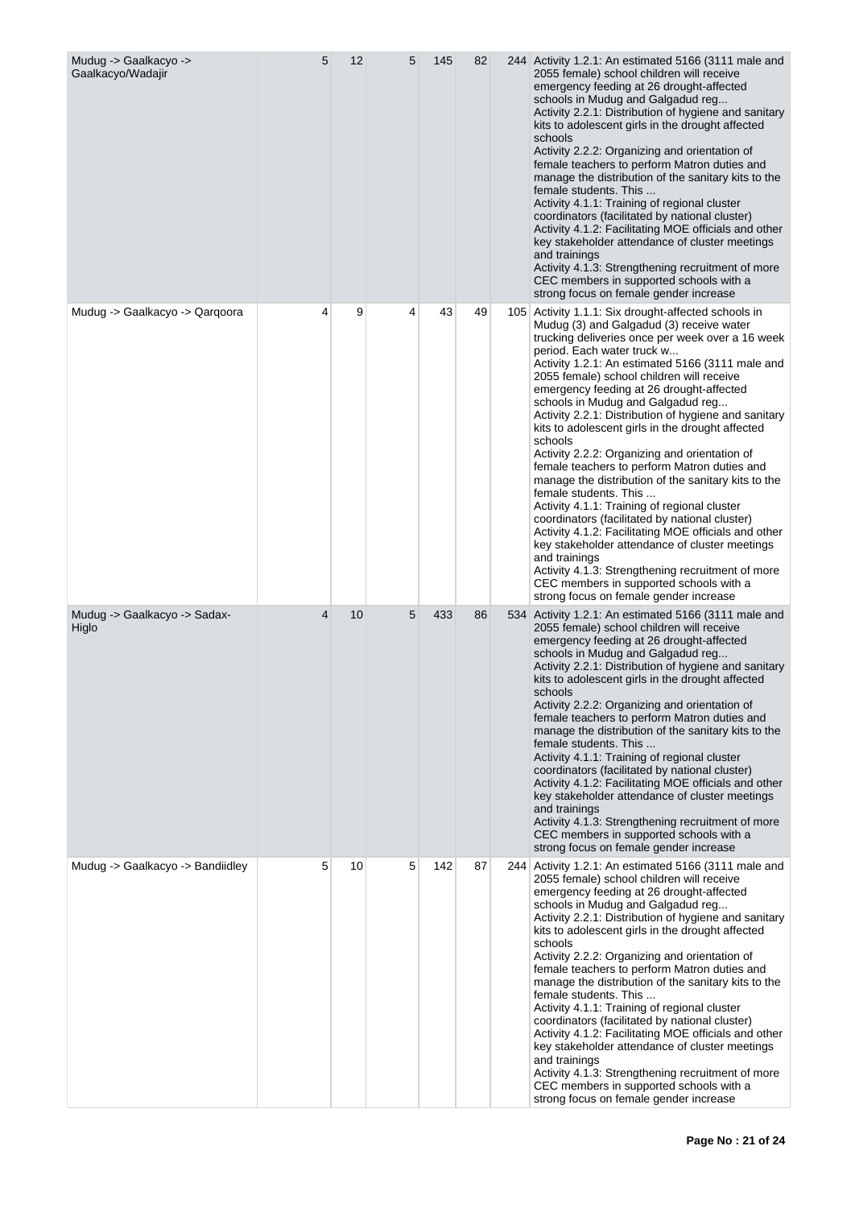| | | | | | | | |
|---|---|---|---|---|---|---|---|
| Mudug -> Gaalkacyo -> Gaalkacyo/Wadajir | 5 | 12 | 5 | 145 | 82 | 244 | Activity 1.2.1: An estimated 5166 (3111 male and 2055 female) school children will receive emergency feeding at 26 drought-affected schools in Mudug and Galgadud reg...<br>Activity 2.2.1: Distribution of hygiene and sanitary kits to adolescent girls in the drought affected schools<br>Activity 2.2.2: Organizing and orientation of female teachers to perform Matron duties and manage the distribution of the sanitary kits to the female students. This ...<br>Activity 4.1.1: Training of regional cluster coordinators (facilitated by national cluster)<br>Activity 4.1.2: Facilitating MOE officials and other key stakeholder attendance of cluster meetings and trainings<br>Activity 4.1.3: Strengthening recruitment of more CEC members in supported schools with a strong focus on female gender increase |
| Mudug -> Gaalkacyo -> Qarqoora | 4 | 9 | 4 | 43 | 49 | 105 | Activity 1.1.1: Six drought-affected schools in Mudug (3) and Galgadud (3) receive water trucking deliveries once per week over a 16 week period. Each water truck w...<br>Activity 1.2.1: An estimated 5166 (3111 male and 2055 female) school children will receive emergency feeding at 26 drought-affected schools in Mudug and Galgadud reg...<br>Activity 2.2.1: Distribution of hygiene and sanitary kits to adolescent girls in the drought affected schools<br>Activity 2.2.2: Organizing and orientation of female teachers to perform Matron duties and manage the distribution of the sanitary kits to the female students. This ...<br>Activity 4.1.1: Training of regional cluster coordinators (facilitated by national cluster)<br>Activity 4.1.2: Facilitating MOE officials and other key stakeholder attendance of cluster meetings and trainings<br>Activity 4.1.3: Strengthening recruitment of more CEC members in supported schools with a strong focus on female gender increase |
| Mudug -> Gaalkacyo -> Sadax-Higlo | 4 | 10 | 5 | 433 | 86 | 534 | Activity 1.2.1: An estimated 5166 (3111 male and 2055 female) school children will receive emergency feeding at 26 drought-affected schools in Mudug and Galgadud reg...<br>Activity 2.2.1: Distribution of hygiene and sanitary kits to adolescent girls in the drought affected schools<br>Activity 2.2.2: Organizing and orientation of female teachers to perform Matron duties and manage the distribution of the sanitary kits to the female students. This ...<br>Activity 4.1.1: Training of regional cluster coordinators (facilitated by national cluster)<br>Activity 4.1.2: Facilitating MOE officials and other key stakeholder attendance of cluster meetings and trainings<br>Activity 4.1.3: Strengthening recruitment of more CEC members in supported schools with a strong focus on female gender increase |
| Mudug -> Gaalkacyo -> Bandiidley | 5 | 10 | 5 | 142 | 87 | 244 | Activity 1.2.1: An estimated 5166 (3111 male and 2055 female) school children will receive emergency feeding at 26 drought-affected schools in Mudug and Galgadud reg...<br>Activity 2.2.1: Distribution of hygiene and sanitary kits to adolescent girls in the drought affected schools<br>Activity 2.2.2: Organizing and orientation of female teachers to perform Matron duties and manage the distribution of the sanitary kits to the female students. This ...<br>Activity 4.1.1: Training of regional cluster coordinators (facilitated by national cluster)<br>Activity 4.1.2: Facilitating MOE officials and other key stakeholder attendance of cluster meetings and trainings<br>Activity 4.1.3: Strengthening recruitment of more CEC members in supported schools with a strong focus on female gender increase |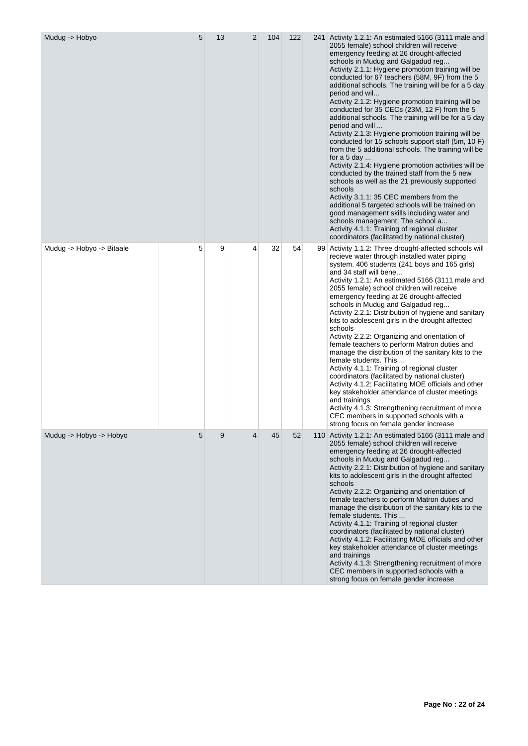| Mudug -> Hobyo | 5 | 13 | 2 | 104 | 122 | 241 | Activity 1.2.1: An estimated 5166 (3111 male and 2055 female) school children will receive emergency feeding at 26 drought-affected schools in Mudug and Galgadud reg...<br>Activity 2.1.1: Hygiene promotion training will be conducted for 67 teachers (58M, 9F) from the 5 additional schools. The training will be for a 5 day period and wil...<br>Activity 2.1.2: Hygiene promotion training will be conducted for 35 CECs (23M, 12 F) from the 5 additional schools. The training will be for a 5 day period and will ...<br>Activity 2.1.3: Hygiene promotion training will be conducted for 15 schools support staff (5m, 10 F) from the 5 additional schools. The training will be for a 5 day ...<br>Activity 2.1.4: Hygiene promotion activities will be conducted by the trained staff from the 5 new schools as well as the 21 previously supported schools<br>Activity 3.1.1: 35 CEC members from the additional 5 targeted schools will be trained on good management skills including water and schools management. The school a...<br>Activity 4.1.1: Training of regional cluster coordinators (facilitated by national cluster) |
|---|---|---|---|---|---|---|---|
| Mudug -> Hobyo -> Bitaale | 5 | 9 | 4 | 32 | 54 | 99 | Activity 1.1.2: Three drought-affected schools will recieve water through installed water piping system. 406 students (241 boys and 165 girls) and 34 staff will bene...<br>Activity 1.2.1: An estimated 5166 (3111 male and 2055 female) school children will receive emergency feeding at 26 drought-affected schools in Mudug and Galgadud reg...<br>Activity 2.2.1: Distribution of hygiene and sanitary kits to adolescent girls in the drought affected schools<br>Activity 2.2.2: Organizing and orientation of female teachers to perform Matron duties and manage the distribution of the sanitary kits to the female students. This ...<br>Activity 4.1.1: Training of regional cluster coordinators (facilitated by national cluster)<br>Activity 4.1.2: Facilitating MOE officials and other key stakeholder attendance of cluster meetings and trainings<br>Activity 4.1.3: Strengthening recruitment of more CEC members in supported schools with a strong focus on female gender increase |
| Mudug -> Hobyo -> Hobyo | 5 | 9 | 4 | 45 | 52 | 110 | Activity 1.2.1: An estimated 5166 (3111 male and 2055 female) school children will receive emergency feeding at 26 drought-affected schools in Mudug and Galgadud reg...<br>Activity 2.2.1: Distribution of hygiene and sanitary kits to adolescent girls in the drought affected schools<br>Activity 2.2.2: Organizing and orientation of female teachers to perform Matron duties and manage the distribution of the sanitary kits to the female students. This ...<br>Activity 4.1.1: Training of regional cluster coordinators (facilitated by national cluster)<br>Activity 4.1.2: Facilitating MOE officials and other key stakeholder attendance of cluster meetings and trainings<br>Activity 4.1.3: Strengthening recruitment of more CEC members in supported schools with a strong focus on female gender increase |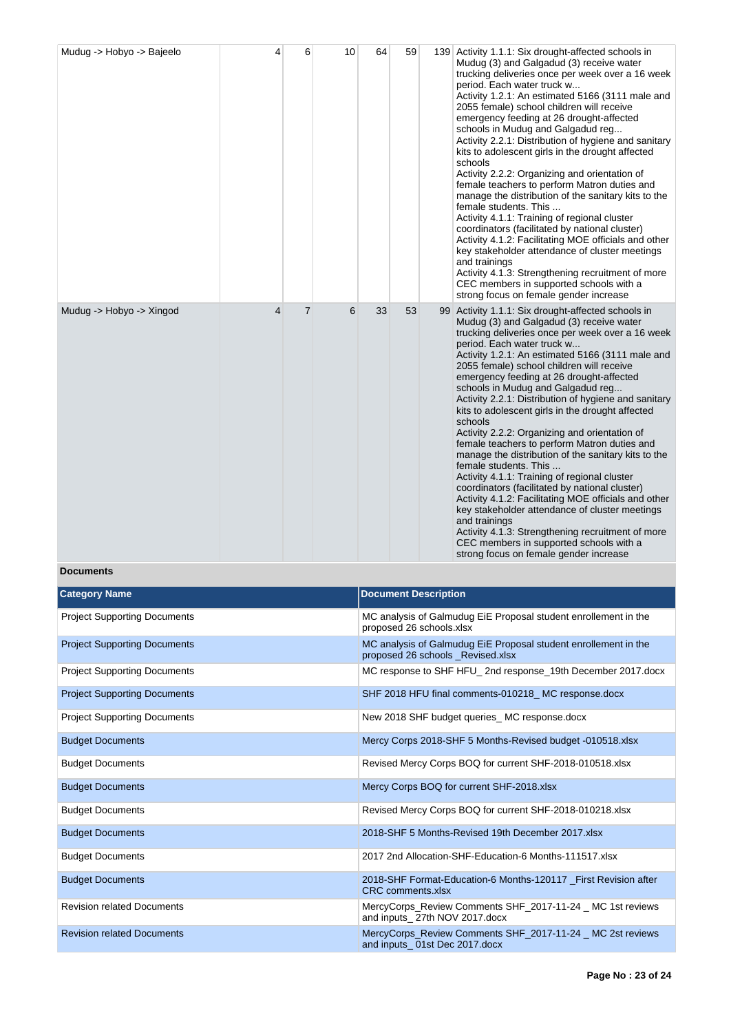| | | | | | | | |
|---|---|---|---|---|---|---|---|
| Mudug -> Hobyo -> Bajeelo | 4 | 6 | 10 | 64 | 59 | 139 | Activity 1.1.1: Six drought-affected schools in Mudug (3) and Galgadud (3) receive water trucking deliveries once per week over a 16 week period. Each water truck w...<br>Activity 1.2.1: An estimated 5166 (3111 male and 2055 female) school children will receive emergency feeding at 26 drought-affected schools in Mudug and Galgadud reg...<br>Activity 2.2.1: Distribution of hygiene and sanitary kits to adolescent girls in the drought affected schools<br>Activity 2.2.2: Organizing and orientation of female teachers to perform Matron duties and manage the distribution of the sanitary kits to the female students. This ...<br>Activity 4.1.1: Training of regional cluster coordinators (facilitated by national cluster)<br>Activity 4.1.2: Facilitating MOE officials and other key stakeholder attendance of cluster meetings and trainings<br>Activity 4.1.3: Strengthening recruitment of more CEC members in supported schools with a strong focus on female gender increase |
| Mudug -> Hobyo -> Xingod | 4 | 7 | 6 | 33 | 53 | 99 | Activity 1.1.1: Six drought-affected schools in Mudug (3) and Galgadud (3) receive water trucking deliveries once per week over a 16 week period. Each water truck w...<br>Activity 1.2.1: An estimated 5166 (3111 male and 2055 female) school children will receive emergency feeding at 26 drought-affected schools in Mudug and Galgadud reg...<br>Activity 2.2.1: Distribution of hygiene and sanitary kits to adolescent girls in the drought affected schools<br>Activity 2.2.2: Organizing and orientation of female teachers to perform Matron duties and manage the distribution of the sanitary kits to the female students. This ...<br>Activity 4.1.1: Training of regional cluster coordinators (facilitated by national cluster)<br>Activity 4.1.2: Facilitating MOE officials and other key stakeholder attendance of cluster meetings and trainings<br>Activity 4.1.3: Strengthening recruitment of more CEC members in supported schools with a strong focus on female gender increase |

**Documents**

| Category Name | Document Description |
|---|---|
| Project Supporting Documents | MC analysis of Galmudug EiE Proposal student enrollement in the proposed 26 schools.xlsx |
| Project Supporting Documents | MC analysis of Galmudug EiE Proposal student enrollement in the proposed 26 schools _Revised.xlsx |
| Project Supporting Documents | MC response to SHF HFU_ 2nd response_19th December 2017.docx |
| Project Supporting Documents | SHF 2018 HFU final comments-010218_ MC response.docx |
| Project Supporting Documents | New 2018 SHF budget queries_ MC response.docx |
| Budget Documents | Mercy Corps 2018-SHF 5 Months-Revised budget -010518.xlsx |
| Budget Documents | Revised Mercy Corps BOQ for current SHF-2018-010518.xlsx |
| Budget Documents | Mercy Corps BOQ for current SHF-2018.xlsx |
| Budget Documents | Revised Mercy Corps BOQ for current SHF-2018-010218.xlsx |
| Budget Documents | 2018-SHF 5 Months-Revised 19th December 2017.xlsx |
| Budget Documents | 2017 2nd Allocation-SHF-Education-6 Months-111517.xlsx |
| Budget Documents | 2018-SHF Format-Education-6 Months-120117 _First Revision after CRC comments.xlsx |
| Revision related Documents | MercyCorps_Review Comments SHF_2017-11-24 _ MC 1st reviews and inputs_ 27th NOV 2017.docx |
| Revision related Documents | MercyCorps_Review Comments SHF_2017-11-24 _ MC 2st reviews and inputs_ 01st Dec 2017.docx |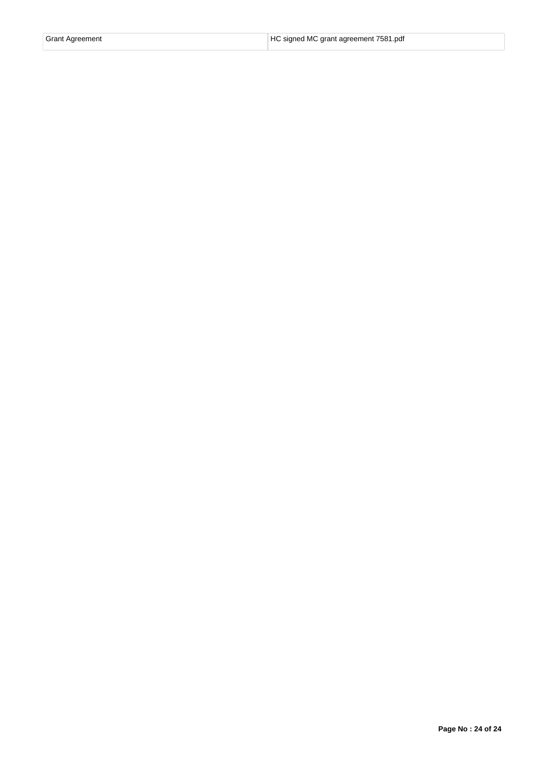| | |
|---|---|
| Grant Agreement | HC signed MC grant agreement 7581.pdf |